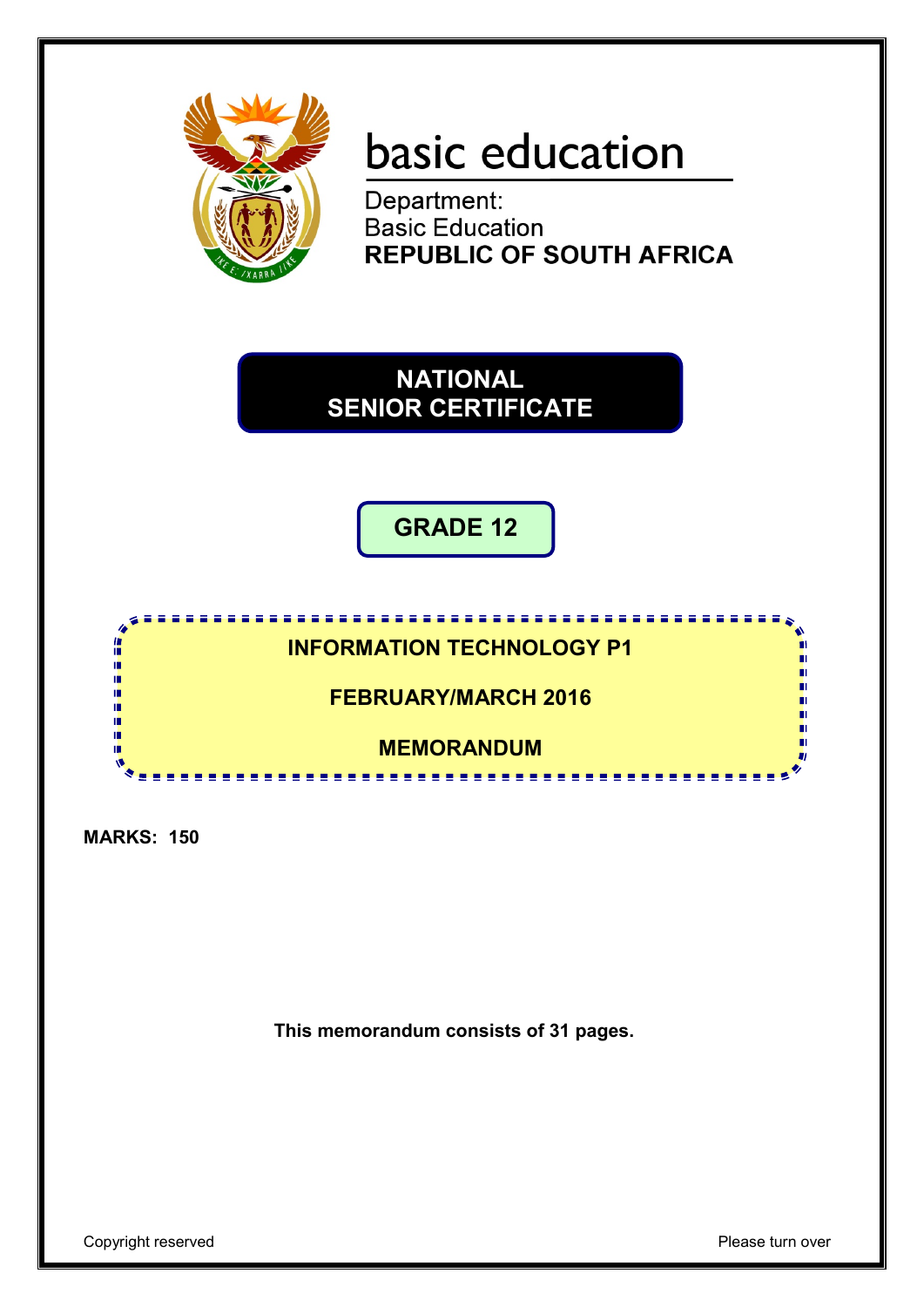basic education

Department:
Basic Education
**REPUBLIC OF SOUTH AFRICA**

# NATIONAL SENIOR CERTIFICATE

## GRADE 12

## INFORMATION TECHNOLOGY P1

## FEBRUARY/MARCH 2016

## MEMORANDUM

**MARKS: 150**

**This memorandum consists of 31 pages.**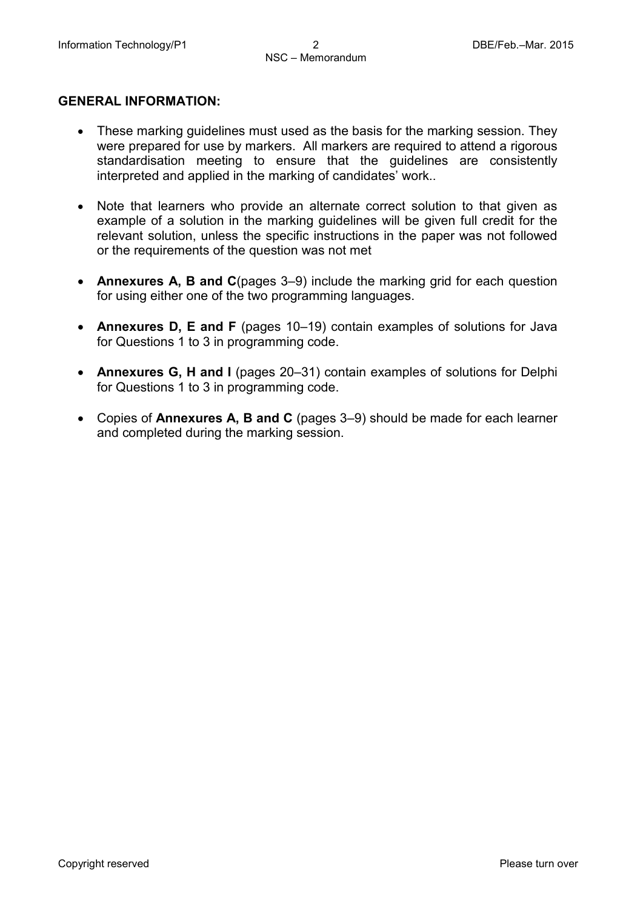**GENERAL INFORMATION:**

- These marking guidelines must used as the basis for the marking session. They were prepared for use by markers. All markers are required to attend a rigorous standardisation meeting to ensure that the guidelines are consistently interpreted and applied in the marking of candidates' work..
- Note that learners who provide an alternate correct solution to that given as example of a solution in the marking guidelines will be given full credit for the relevant solution, unless the specific instructions in the paper was not followed or the requirements of the question was not met
- **Annexures A, B and C**(pages 3–9) include the marking grid for each question for using either one of the two programming languages.
- **Annexures D, E and F** (pages 10–19) contain examples of solutions for Java for Questions 1 to 3 in programming code.
- **Annexures G, H and I** (pages 20–31) contain examples of solutions for Delphi for Questions 1 to 3 in programming code.
- Copies of **Annexures A, B and C** (pages 3–9) should be made for each learner and completed during the marking session.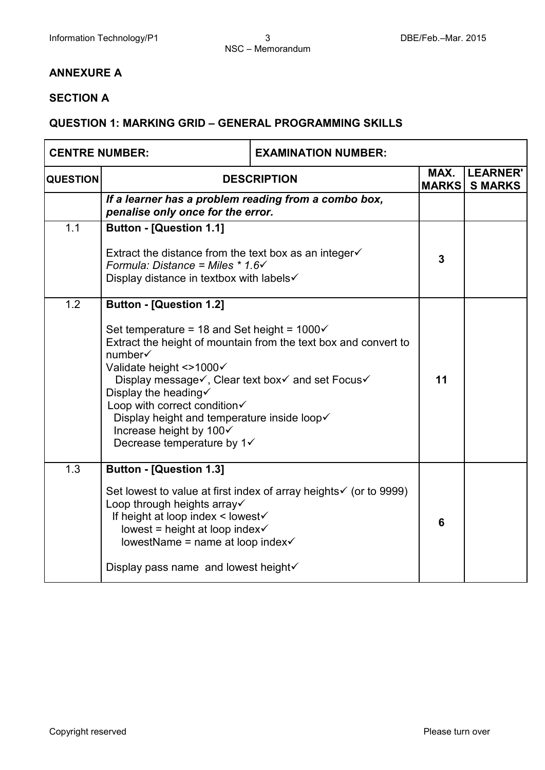**ANNEXURE A**

**SECTION A**

**QUESTION 1: MARKING GRID – GENERAL PROGRAMMING SKILLS**

| **CENTRE NUMBER:** | | **EXAMINATION NUMBER:** | |
|---|---|---|---|
| **QUESTION** | **DESCRIPTION** | **MAX. MARKS** | **LEARNER'S MARKS** |
| | ***If a learner has a problem reading from a combo box, penalise only once for the error.*** | | |
| 1.1 | **Button - [Question 1.1]**<br><br>Extract the distance from the text box as an integer✓<br>*Formula: Distance = Miles * 1.6*✓<br>Display distance in textbox with labels✓ | **3** | |
| 1.2 | **Button - [Question 1.2]**<br><br>Set temperature = 18 and Set height = 1000✓<br>Extract the height of mountain from the text box and convert to number✓<br>Validate height <>1000✓<br>Display message✓, Clear text box✓ and set Focus✓<br>Display the heading✓<br>Loop with correct condition✓<br>Display height and temperature inside loop✓<br>Increase height by 100✓<br>Decrease temperature by 1✓ | **11** | |
| 1.3 | **Button - [Question 1.3]**<br><br>Set lowest to value at first index of array heights✓ (or to 9999)<br>Loop through heights array✓<br>If height at loop index < lowest✓<br>lowest = height at loop index✓<br>lowestName = name at loop index✓<br><br>Display pass name and lowest height✓ | **6** | |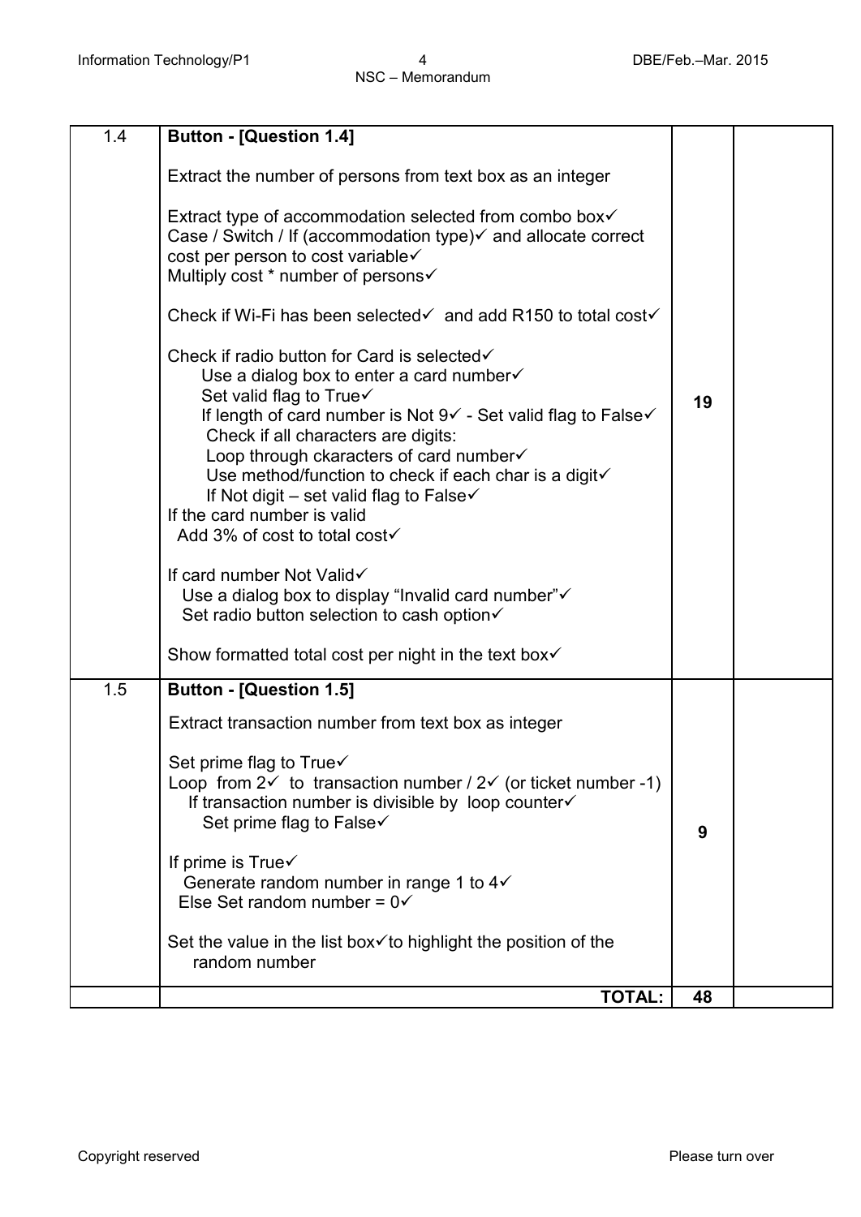| | | | |
|---|---|---|---|
| 1.4 | **Button - [Question 1.4]**<br><br>Extract the number of persons from text box as an integer<br><br>Extract type of accommodation selected from combo box✓<br>Case / Switch / If (accommodation type)✓ and allocate correct cost per person to cost variable✓<br>Multiply cost * number of persons✓<br><br>Check if Wi-Fi has been selected✓ and add R150 to total cost✓<br><br>Check if radio button for Card is selected✓<br>Use a dialog box to enter a card number✓<br>Set valid flag to True✓<br>If length of card number is Not 9✓ - Set valid flag to False✓<br>Check if all characters are digits:<br>Loop through ckaracters of card number✓<br>Use method/function to check if each char is a digit✓<br>If Not digit – set valid flag to False✓<br>If the card number is valid<br>Add 3% of cost to total cost✓<br><br>If card number Not Valid✓<br>Use a dialog box to display "Invalid card number"✓<br>Set radio button selection to cash option✓<br><br>Show formatted total cost per night in the text box✓ | 19 | |
| 1.5 | **Button - [Question 1.5]**<br><br>Extract transaction number from text box as integer<br><br>Set prime flag to True✓<br>Loop from 2✓ to transaction number / 2✓ (or ticket number -1)<br>If transaction number is divisible by loop counter✓<br>Set prime flag to False✓<br><br>If prime is True✓<br>Generate random number in range 1 to 4✓<br>Else Set random number = 0✓<br><br>Set the value in the list box✓to highlight the position of the random number | 9 | |
| | **TOTAL:** | **48** | |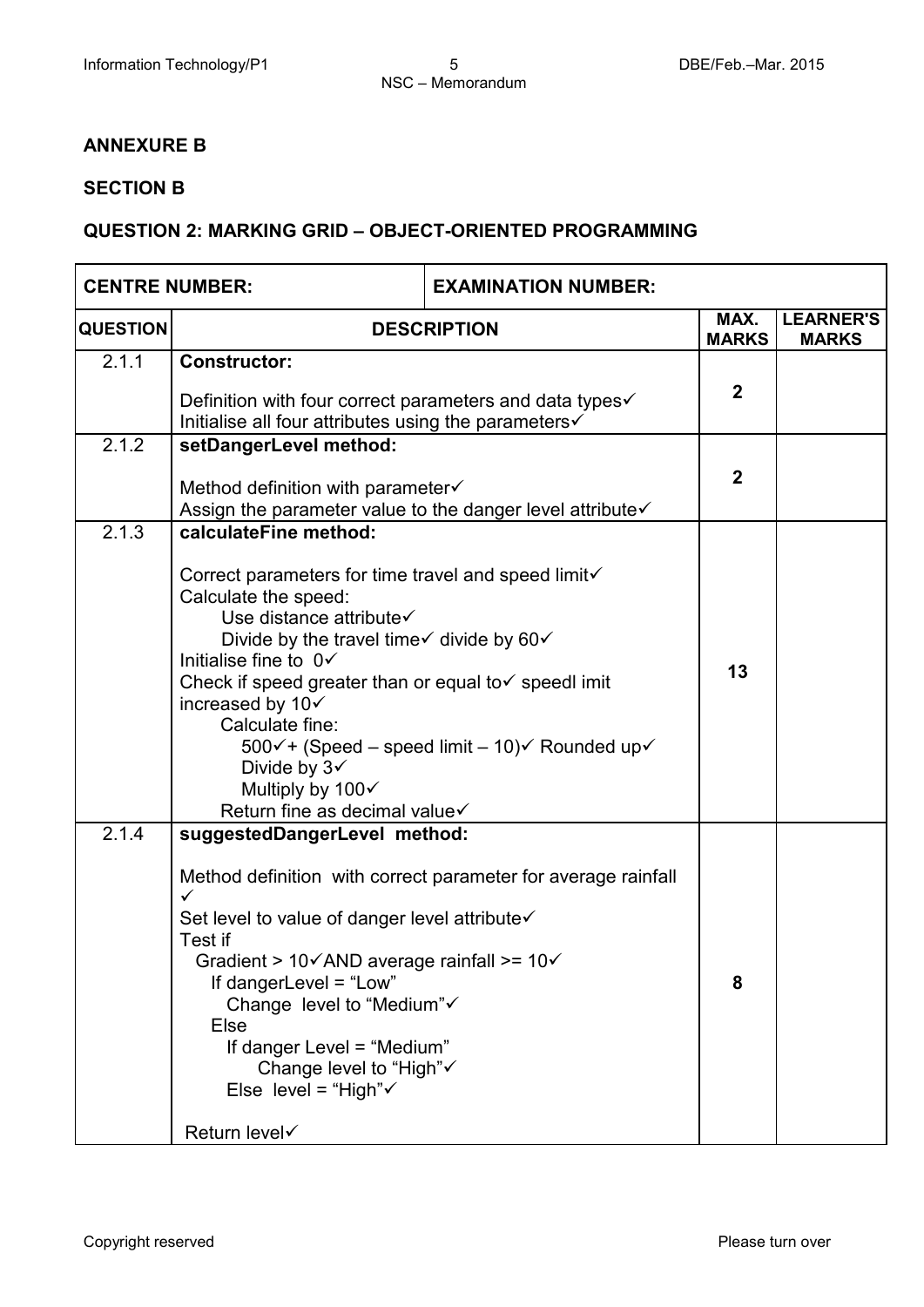## ANNEXURE B

## SECTION B

## QUESTION 2: MARKING GRID – OBJECT-ORIENTED PROGRAMMING

| CENTRE NUMBER: | EXAMINATION NUMBER: | | |
|---|---|---|---|
| **QUESTION** | **DESCRIPTION** | **MAX. MARKS** | **LEARNER'S MARKS** |
| 2.1.1 | **Constructor:**<br><br>Definition with four correct parameters and data types✓<br>Initialise all four attributes using the parameters✓ | **2** | |
| 2.1.2 | **setDangerLevel method:**<br><br>Method definition with parameter✓<br>Assign the parameter value to the danger level attribute✓ | **2** | |
| 2.1.3 | **calculateFine method:**<br><br>Correct parameters for time travel and speed limit✓<br>Calculate the speed:<br>Use distance attribute✓<br>Divide by the travel time✓ divide by 60✓<br>Initialise fine to 0✓<br>Check if speed greater than or equal to✓ speedl imit increased by 10✓<br>Calculate fine:<br>500✓+ (Speed – speed limit – 10)✓ Rounded up✓<br>Divide by 3✓<br>Multiply by 100✓<br>Return fine as decimal value✓ | **13** | |
| 2.1.4 | **suggestedDangerLevel method:**<br><br>Method definition with correct parameter for average rainfall ✓<br>Set level to value of danger level attribute✓<br>Test if<br>Gradient > 10✓AND average rainfall >= 10✓<br>If dangerLevel = "Low"<br>Change level to "Medium"✓<br>Else<br>If danger Level = "Medium"<br>Change level to "High"✓<br>Else level = "High"✓<br><br>Return level✓ | **8** | |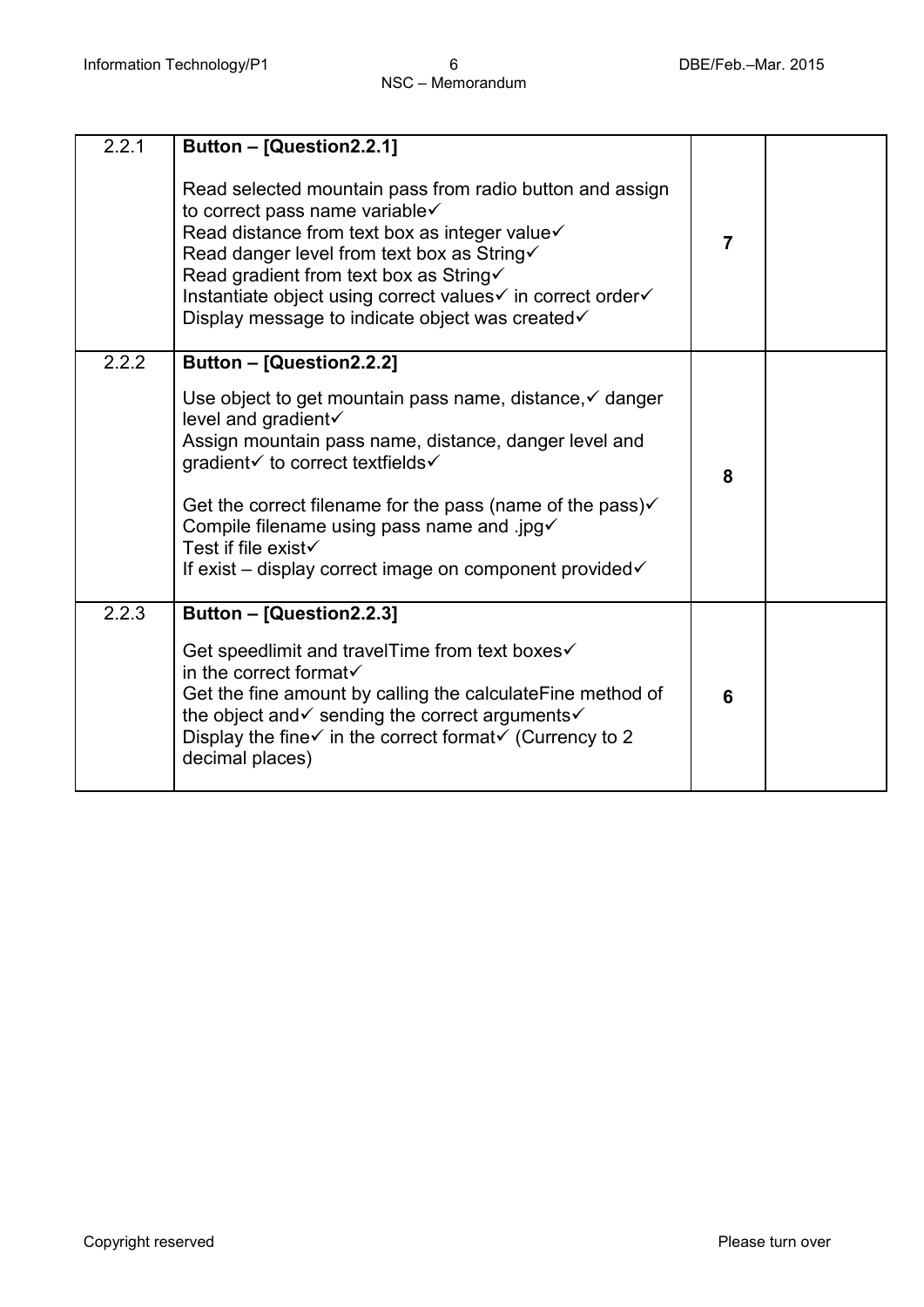| 2.2.1 | **Button – [Question2.2.1]**<br><br>Read selected mountain pass from radio button and assign to correct pass name variable✓<br>Read distance from text box as integer value✓<br>Read danger level from text box as String✓<br>Read gradient from text box as String✓<br>Instantiate object using correct values✓ in correct order✓<br>Display message to indicate object was created✓ | **7** | |
|---|---|---|---|
| 2.2.2 | **Button – [Question2.2.2]**<br><br>Use object to get mountain pass name, distance,✓ danger level and gradient✓<br>Assign mountain pass name, distance, danger level and gradient✓ to correct textfields✓<br><br>Get the correct filename for the pass (name of the pass)✓<br>Compile filename using pass name and .jpg✓<br>Test if file exist✓<br>If exist – display correct image on component provided✓ | **8** | |
| 2.2.3 | **Button – [Question2.2.3]**<br><br>Get speedlimit and travelTime from text boxes✓<br>in the correct format✓<br>Get the fine amount by calling the calculateFine method of the object and✓ sending the correct arguments✓<br>Display the fine✓ in the correct format✓ (Currency to 2 decimal places) | **6** | |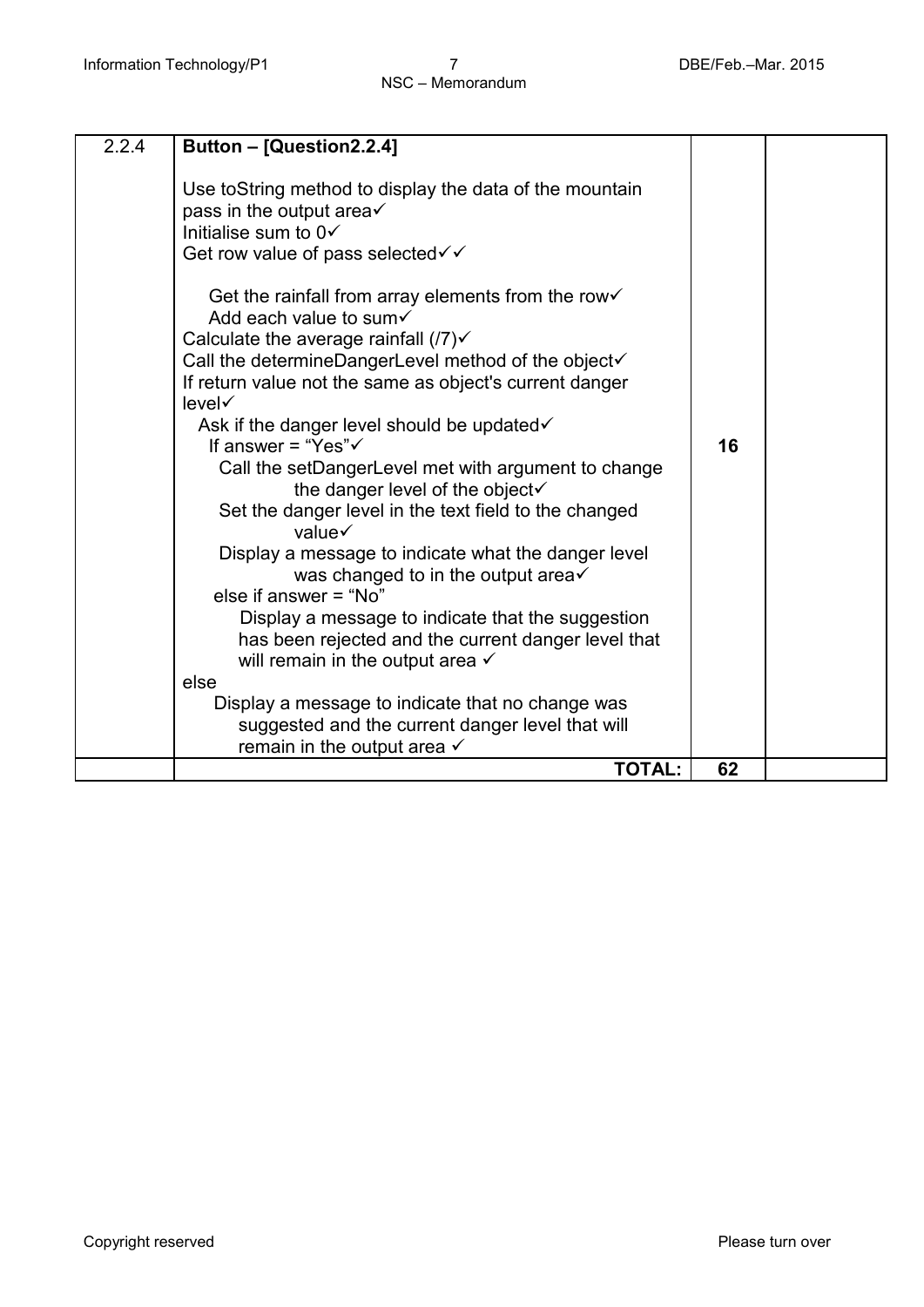| | | | |
|---|---|---|---|
| 2.2.4 | **Button – [Question2.2.4]**<br><br>Use toString method to display the data of the mountain pass in the output area✓<br>Initialise sum to 0✓<br>Get row value of pass selected✓✓<br><br>Get the rainfall from array elements from the row✓<br>Add each value to sum✓<br>Calculate the average rainfall (/7)✓<br>Call the determineDangerLevel method of the object✓<br>If return value not the same as object's current danger level✓<br>Ask if the danger level should be updated✓<br>If answer = "Yes"✓<br>Call the setDangerLevel met with argument to change the danger level of the object✓<br>Set the danger level in the text field to the changed value✓<br>Display a message to indicate what the danger level was changed to in the output area✓<br>else if answer = "No"<br>Display a message to indicate that the suggestion has been rejected and the current danger level that will remain in the output area ✓<br>else<br>Display a message to indicate that no change was suggested and the current danger level that will remain in the output area ✓ | 16 | |
| | **TOTAL:** | **62** | |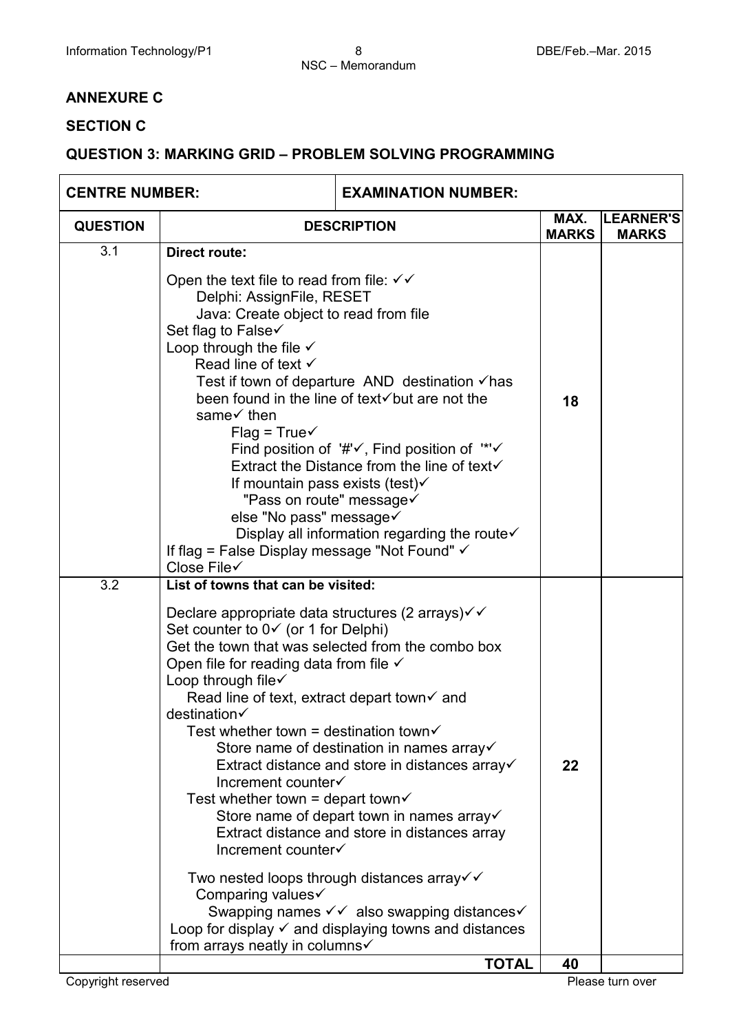## ANNEXURE C

## SECTION C

## QUESTION 3: MARKING GRID – PROBLEM SOLVING PROGRAMMING

| CENTRE NUMBER: | EXAMINATION NUMBER: | | |
|---|---|---|---|
| **QUESTION** | **DESCRIPTION** | **MAX. MARKS** | **LEARNER'S MARKS** |
| 3.1 | **Direct route:**<br><br>Open the text file to read from file: ✓✓<br>Delphi: AssignFile, RESET<br>Java: Create object to read from file<br>Set flag to False✓<br>Loop through the file ✓<br>Read line of text ✓<br>Test if town of departure AND destination ✓has been found in the line of text✓but are not the same✓ then<br>Flag = True✓<br>Find position of '#'✓, Find position of '*'✓<br>Extract the Distance from the line of text✓<br>If mountain pass exists (test)✓<br>"Pass on route" message✓<br>else "No pass" message✓<br>Display all information regarding the route✓<br>If flag = False Display message "Not Found" ✓<br>Close File✓ | 18 | |
| 3.2 | **List of towns that can be visited:**<br><br>Declare appropriate data structures (2 arrays)✓✓<br>Set counter to 0✓ (or 1 for Delphi)<br>Get the town that was selected from the combo box<br>Open file for reading data from file ✓<br>Loop through file✓<br>Read line of text, extract depart town✓ and destination✓<br>Test whether town = destination town✓<br>Store name of destination in names array✓<br>Extract distance and store in distances array✓<br>Increment counter✓<br>Test whether town = depart town✓<br>Store name of depart town in names array✓<br>Extract distance and store in distances array<br>Increment counter✓<br><br>Two nested loops through distances array✓✓<br>Comparing values✓<br>Swapping names ✓✓ also swapping distances✓<br>Loop for display ✓ and displaying towns and distances from arrays neatly in columns✓ | 22 | |
| | **TOTAL** | **40** | |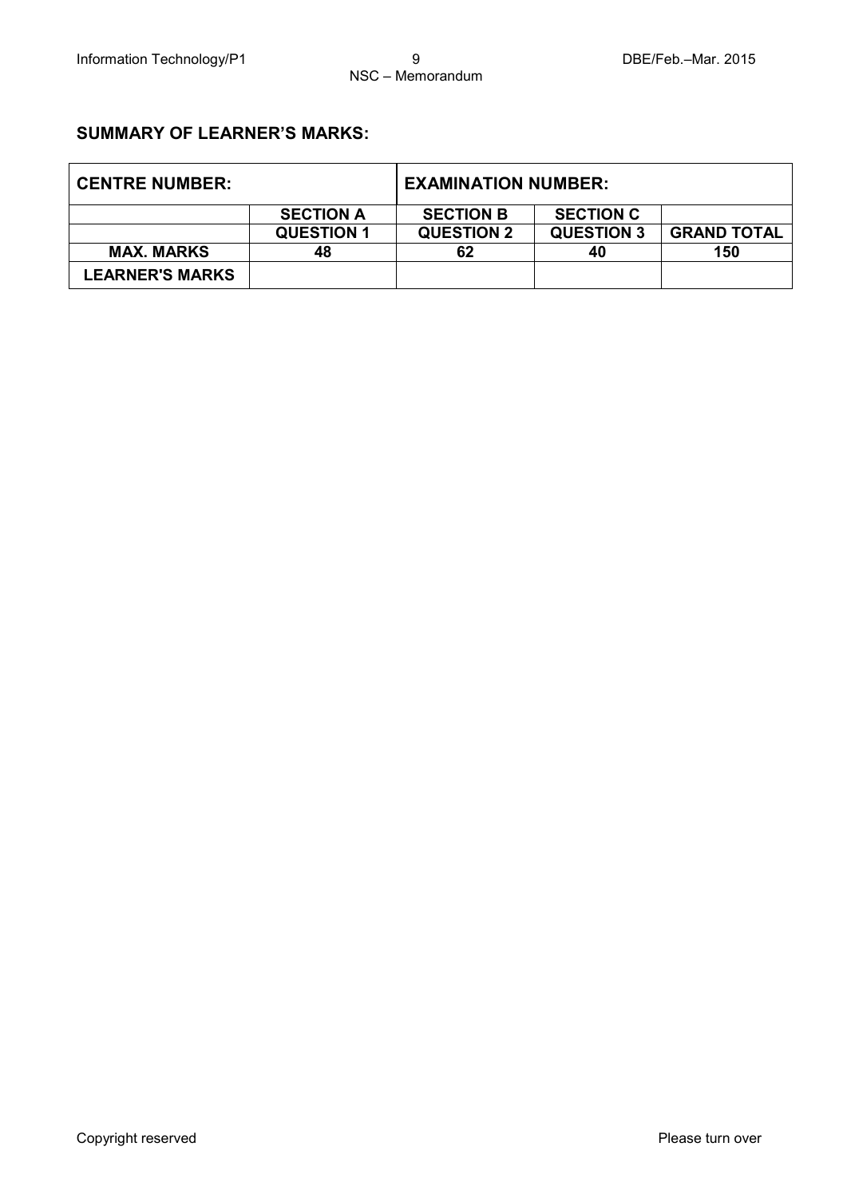**SUMMARY OF LEARNER'S MARKS:**

| CENTRE NUMBER: | | EXAMINATION NUMBER: | | |
|---|---|---|---|---|
| | **SECTION A** | **SECTION B** | **SECTION C** | |
| | **QUESTION 1** | **QUESTION 2** | **QUESTION 3** | **GRAND TOTAL** |
| **MAX. MARKS** | **48** | **62** | **40** | **150** |
| **LEARNER'S MARKS** | | | | |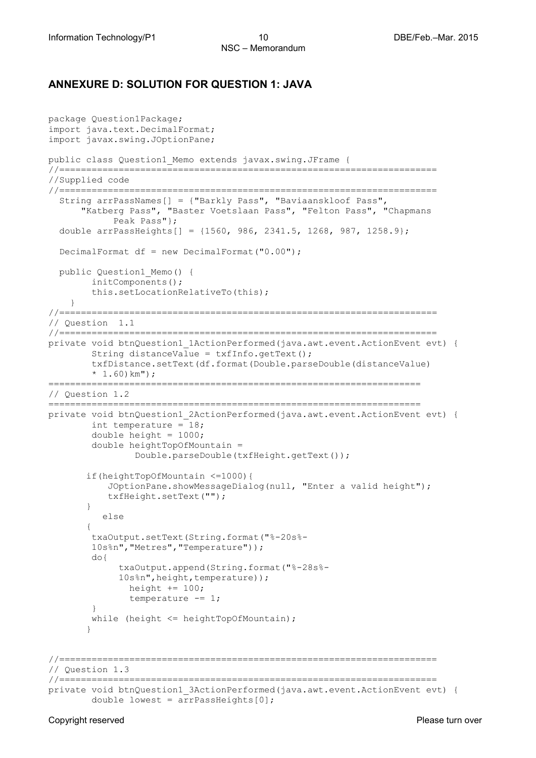## ANNEXURE D: SOLUTION FOR QUESTION 1: JAVA

```
package Question1Package;
import java.text.DecimalFormat;
import javax.swing.JOptionPane;

public class Question1_Memo extends javax.swing.JFrame {
//=====================================================================
//Supplied code
//=====================================================================
  String arrPassNames[] = {"Barkly Pass", "Baviaanskloof Pass",
      "Katberg Pass", "Baster Voetslaan Pass", "Felton Pass", "Chapmans
            Peak Pass"};
  double arrPassHeights[] = {1560, 986, 2341.5, 1268, 987, 1258.9};

  DecimalFormat df = new DecimalFormat("0.00");

  public Question1_Memo() {
        initComponents();
        this.setLocationRelativeTo(this);
    }
//=====================================================================
// Question  1.1
//=====================================================================
private void btnQuestion1_1ActionPerformed(java.awt.event.ActionEvent evt) {
        String distanceValue = txfInfo.getText();
        txfDistance.setText(df.format(Double.parseDouble(distanceValue)
        * 1.60)km");
===================================================================
// Question 1.2
===================================================================
private void btnQuestion1_2ActionPerformed(java.awt.event.ActionEvent evt) {
        int temperature = 18;
        double height = 1000;
        double heightTopOfMountain =
                Double.parseDouble(txfHeight.getText());

       if(heightTopOfMountain <=1000){
           JOptionPane.showMessageDialog(null, "Enter a valid height");
           txfHeight.setText("");
       }
          else
       {
        txaOutput.setText(String.format("%-20s%-
        10s%n","Metres","Temperature"));
        do{
             txaOutput.append(String.format("%-28s%-
             10s%n",height,temperature));
               height += 100;
               temperature -= 1;
        }
        while (height <= heightTopOfMountain);
       }


//=====================================================================
// Question 1.3
//=====================================================================
private void btnQuestion1_3ActionPerformed(java.awt.event.ActionEvent evt) {
        double lowest = arrPassHeights[0];
```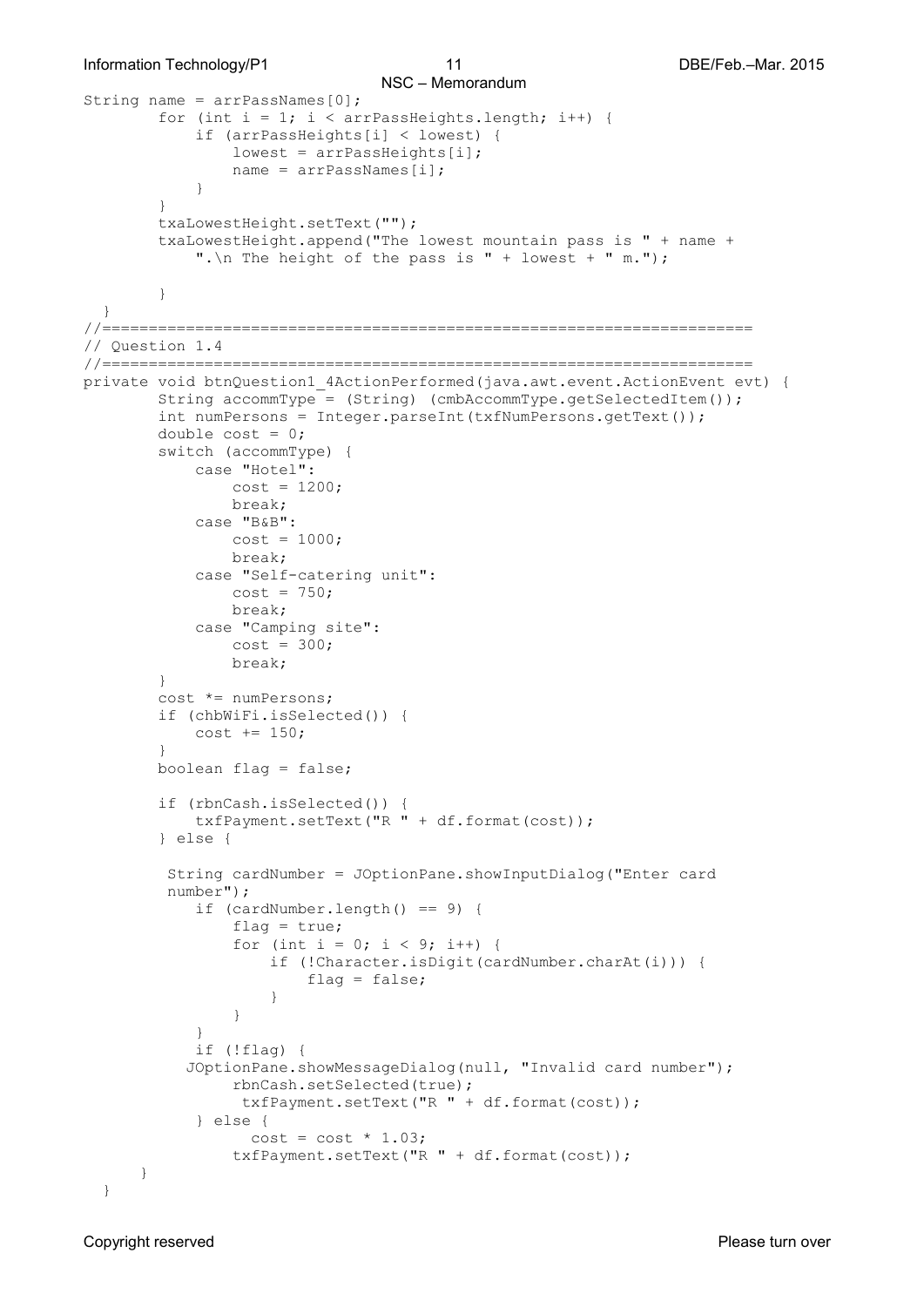```java
String name = arrPassNames[0];
        for (int i = 1; i < arrPassHeights.length; i++) {
            if (arrPassHeights[i] < lowest) {
                lowest = arrPassHeights[i];
                name = arrPassNames[i];
            }
        }
        txaLowestHeight.setText("");
        txaLowestHeight.append("The lowest mountain pass is " + name +
            ".\n The height of the pass is " + lowest + " m.");

        }
  }
//=====================================================================
// Question 1.4
//=====================================================================
private void btnQuestion1_4ActionPerformed(java.awt.event.ActionEvent evt) {
        String accommType = (String) (cmbAccommType.getSelectedItem());
        int numPersons = Integer.parseInt(txfNumPersons.getText());
        double cost = 0;
        switch (accommType) {
            case "Hotel":
                cost = 1200;
                break;
            case "B&B":
                cost = 1000;
                break;
            case "Self-catering unit":
                cost = 750;
                break;
            case "Camping site":
                cost = 300;
                break;
        }
        cost *= numPersons;
        if (chbWiFi.isSelected()) {
            cost += 150;
        }
        boolean flag = false;

        if (rbnCash.isSelected()) {
            txfPayment.setText("R " + df.format(cost));
        } else {

         String cardNumber = JOptionPane.showInputDialog("Enter card
         number");
            if (cardNumber.length() == 9) {
                flag = true;
                for (int i = 0; i < 9; i++) {
                    if (!Character.isDigit(cardNumber.charAt(i))) {
                        flag = false;
                    }
                }
            }
            if (!flag) {
           JOptionPane.showMessageDialog(null, "Invalid card number");
                rbnCash.setSelected(true);
                 txfPayment.setText("R " + df.format(cost));
            } else {
                  cost = cost * 1.03;
                txfPayment.setText("R " + df.format(cost));
      }
  }
```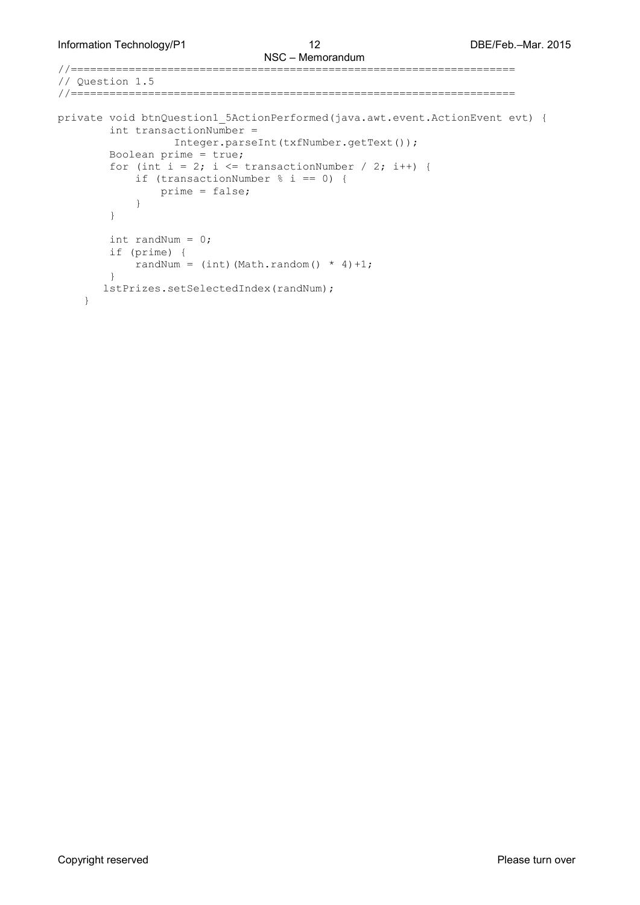```
//====================================================================
// Question 1.5
//====================================================================

private void btnQuestion1_5ActionPerformed(java.awt.event.ActionEvent evt) {
        int transactionNumber =
                 Integer.parseInt(txfNumber.getText());
        Boolean prime = true;
        for (int i = 2; i <= transactionNumber / 2; i++) {
            if (transactionNumber % i == 0) {
                prime = false;
            }
        }

        int randNum = 0;
        if (prime) {
            randNum = (int)(Math.random() * 4)+1;
        }
       lstPrizes.setSelectedIndex(randNum);
    }
```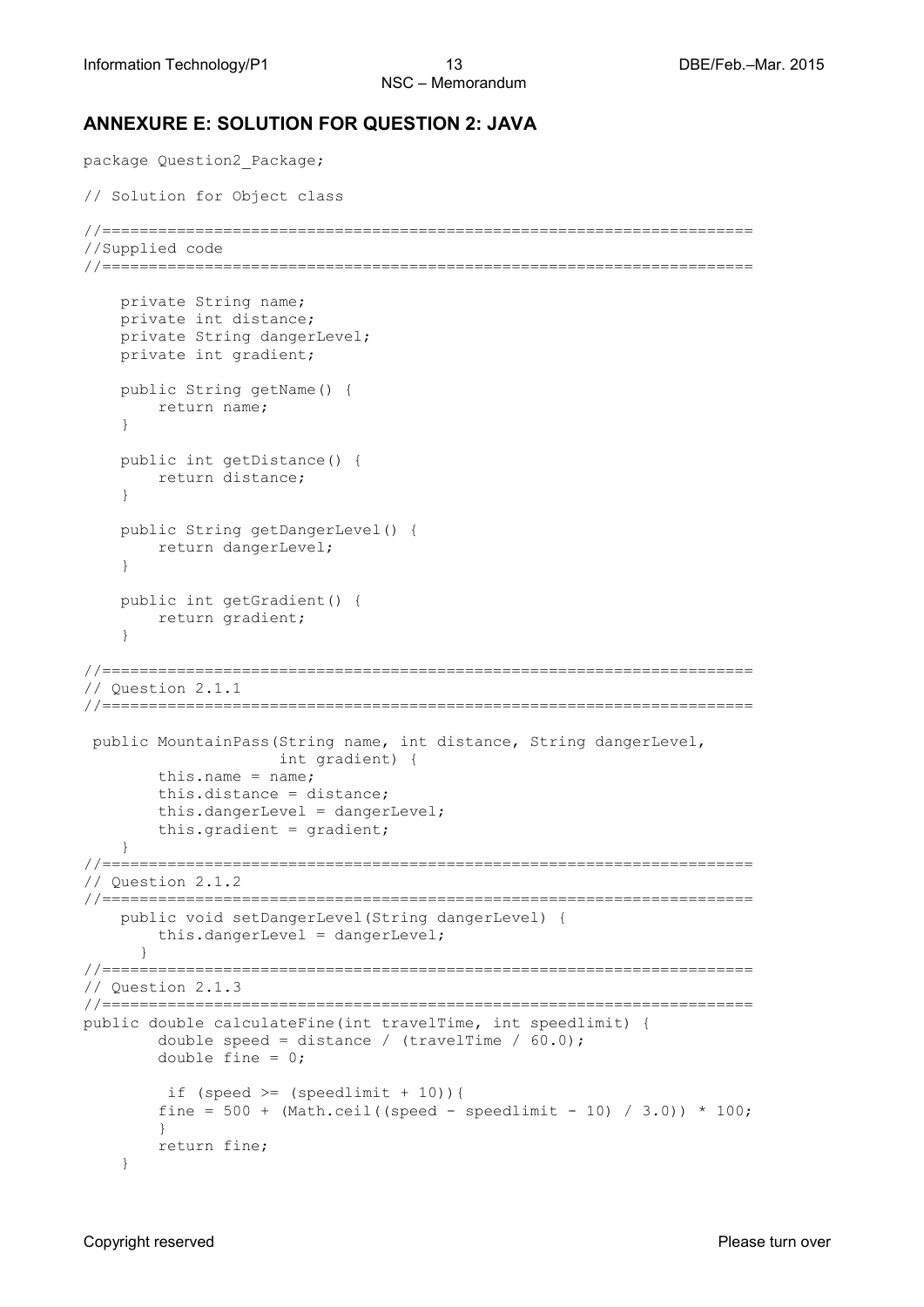## ANNEXURE E: SOLUTION FOR QUESTION 2: JAVA

```
package Question2_Package;

// Solution for Object class

//====================================================================
//Supplied code
//====================================================================

    private String name;
    private int distance;
    private String dangerLevel;
    private int gradient;

    public String getName() {
        return name;
    }

    public int getDistance() {
        return distance;
    }

    public String getDangerLevel() {
        return dangerLevel;
    }

    public int getGradient() {
        return gradient;
    }

//====================================================================
// Question 2.1.1
//====================================================================

 public MountainPass(String name, int distance, String dangerLevel,
                    int gradient) {
        this.name = name;
        this.distance = distance;
        this.dangerLevel = dangerLevel;
        this.gradient = gradient;
    }
//====================================================================
// Question 2.1.2
//====================================================================
    public void setDangerLevel(String dangerLevel) {
        this.dangerLevel = dangerLevel;
      }
//====================================================================
// Question 2.1.3
//====================================================================
public double calculateFine(int travelTime, int speedlimit) {
        double speed = distance / (travelTime / 60.0);
        double fine = 0;

         if (speed >= (speedlimit + 10)){
        fine = 500 + (Math.ceil((speed - speedlimit - 10) / 3.0)) * 100;
        }
        return fine;
    }
```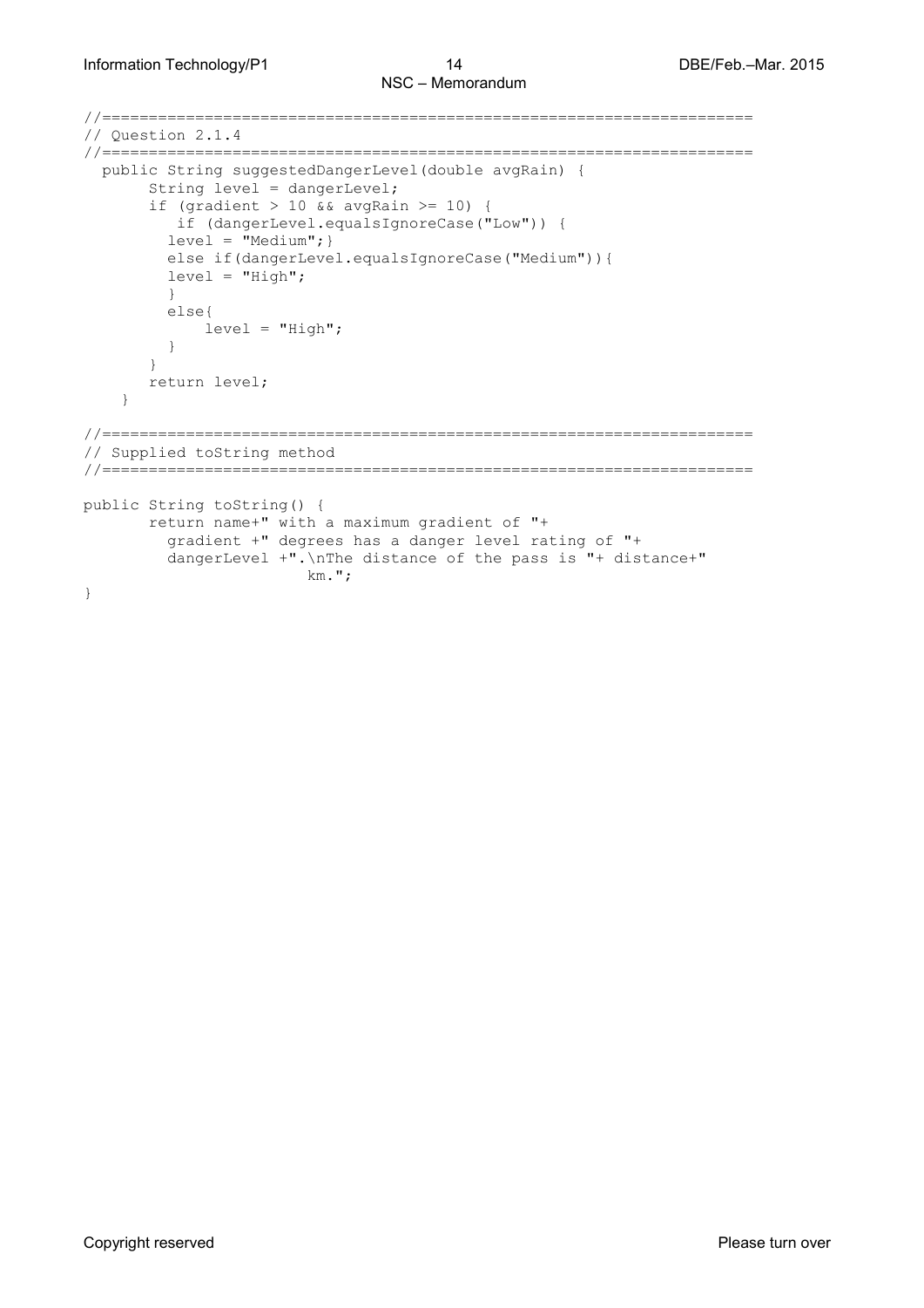```java
//======================================================================
// Question 2.1.4
//======================================================================
  public String suggestedDangerLevel(double avgRain) {
       String level = dangerLevel;
       if (gradient > 10 && avgRain >= 10) {
          if (dangerLevel.equalsIgnoreCase("Low")) {
         level = "Medium";}
         else if(dangerLevel.equalsIgnoreCase("Medium")){
         level = "High";
         }
         else{
             level = "High";
         }
       }
       return level;
    }

//======================================================================
// Supplied toString method
//======================================================================

public String toString() {
       return name+" with a maximum gradient of "+
         gradient +" degrees has a danger level rating of "+
         dangerLevel +".\nThe distance of the pass is "+ distance+"
                        km.";
}
```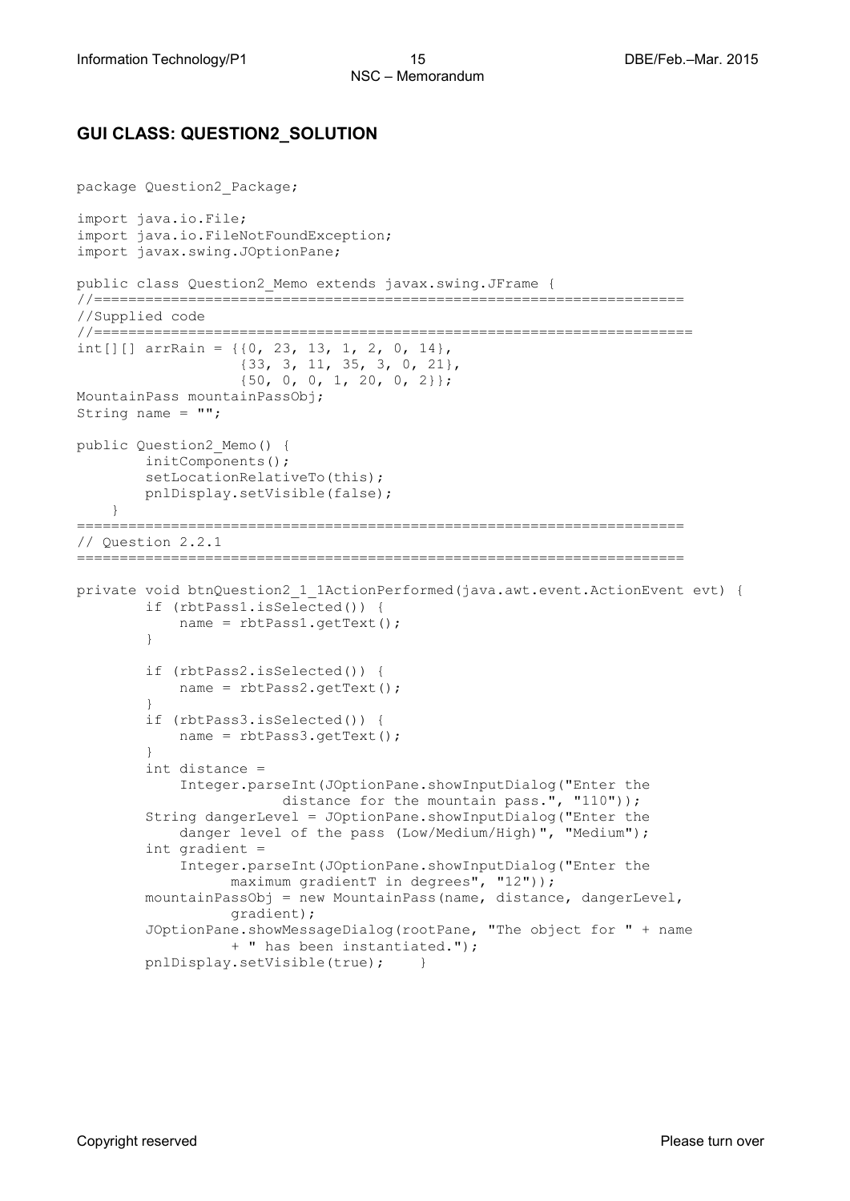## GUI CLASS: QUESTION2_SOLUTION

```
package Question2_Package;

import java.io.File;
import java.io.FileNotFoundException;
import javax.swing.JOptionPane;

public class Question2_Memo extends javax.swing.JFrame {
//======================================================================
//Supplied code
//======================================================================
int[][] arrRain = {{0, 23, 13, 1, 2, 0, 14},
                   {33, 3, 11, 35, 3, 0, 21},
                   {50, 0, 0, 1, 20, 0, 2}};
MountainPass mountainPassObj;
String name = "";

public Question2_Memo() {
        initComponents();
        setLocationRelativeTo(this);
        pnlDisplay.setVisible(false);
    }
======================================================================
// Question 2.2.1
======================================================================

private void btnQuestion2_1_1ActionPerformed(java.awt.event.ActionEvent evt) {
        if (rbtPass1.isSelected()) {
            name = rbtPass1.getText();
        }

        if (rbtPass2.isSelected()) {
            name = rbtPass2.getText();
        }
        if (rbtPass3.isSelected()) {
            name = rbtPass3.getText();
        }
        int distance =
            Integer.parseInt(JOptionPane.showInputDialog("Enter the
                        distance for the mountain pass.", "110"));
        String dangerLevel = JOptionPane.showInputDialog("Enter the
            danger level of the pass (Low/Medium/High)", "Medium");
        int gradient =
            Integer.parseInt(JOptionPane.showInputDialog("Enter the
                    maximum gradientT in degrees", "12"));
        mountainPassObj = new MountainPass(name, distance, dangerLevel,
                    gradient);
        JOptionPane.showMessageDialog(rootPane, "The object for " + name
                    + " has been instantiated.");
        pnlDisplay.setVisible(true);    }
```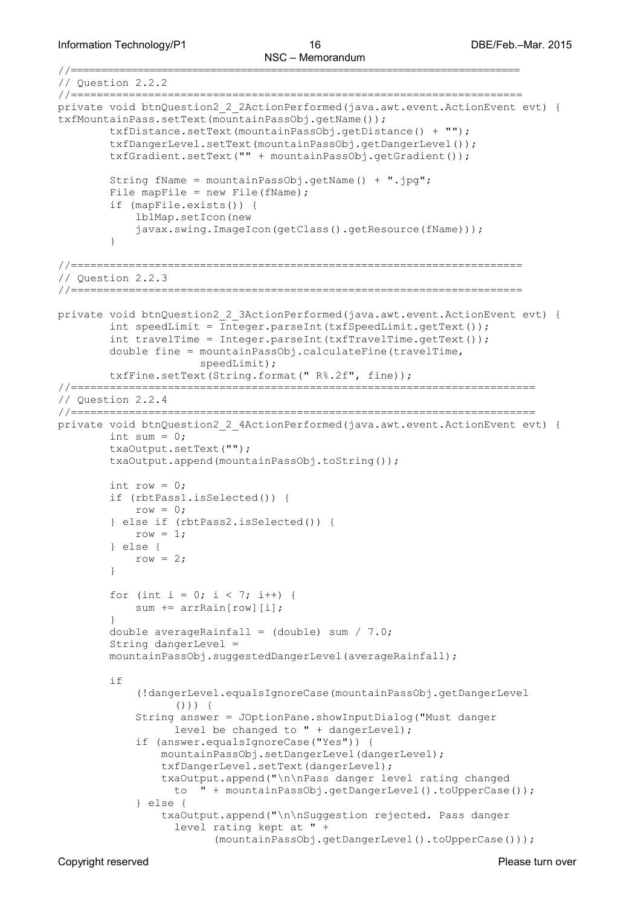```java
//======================================================================
// Question 2.2.2
//======================================================================
private void btnQuestion2_2_2ActionPerformed(java.awt.event.ActionEvent evt) {
txfMountainPass.setText(mountainPassObj.getName());
        txfDistance.setText(mountainPassObj.getDistance() + "");
        txfDangerLevel.setText(mountainPassObj.getDangerLevel());
        txfGradient.setText("" + mountainPassObj.getGradient());

        String fName = mountainPassObj.getName() + ".jpg";
        File mapFile = new File(fName);
        if (mapFile.exists()) {
            lblMap.setIcon(new
            javax.swing.ImageIcon(getClass().getResource(fName)));
        }

//======================================================================
// Question 2.2.3
//======================================================================

private void btnQuestion2_2_3ActionPerformed(java.awt.event.ActionEvent evt) {
        int speedLimit = Integer.parseInt(txfSpeedLimit.getText());
        int travelTime = Integer.parseInt(txfTravelTime.getText());
        double fine = mountainPassObj.calculateFine(travelTime,
                     speedLimit);
        txfFine.setText(String.format(" R%.2f", fine));
//======================================================================
// Question 2.2.4
//======================================================================
private void btnQuestion2_2_4ActionPerformed(java.awt.event.ActionEvent evt) {
        int sum = 0;
        txaOutput.setText("");
        txaOutput.append(mountainPassObj.toString());

        int row = 0;
        if (rbtPass1.isSelected()) {
            row = 0;
        } else if (rbtPass2.isSelected()) {
            row = 1;
        } else {
            row = 2;
        }

        for (int i = 0; i < 7; i++) {
            sum += arrRain[row][i];
        }
        double averageRainfall = (double) sum / 7.0;
        String dangerLevel =
        mountainPassObj.suggestedDangerLevel(averageRainfall);

        if
            (!dangerLevel.equalsIgnoreCase(mountainPassObj.getDangerLevel
                  ())) {
            String answer = JOptionPane.showInputDialog("Must danger
                 level be changed to " + dangerLevel);
            if (answer.equalsIgnoreCase("Yes")) {
                mountainPassObj.setDangerLevel(dangerLevel);
                txfDangerLevel.setText(dangerLevel);
                txaOutput.append("\n\nPass danger level rating changed
                  to  " + mountainPassObj.getDangerLevel().toUpperCase());
            } else {
                txaOutput.append("\n\nSuggestion rejected. Pass danger
                  level rating kept at " +
                        (mountainPassObj.getDangerLevel().toUpperCase()));
```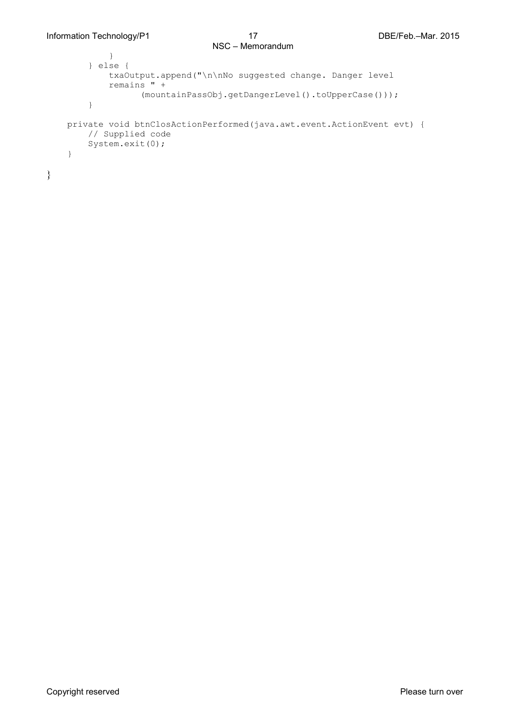```
            }
        } else {
            txaOutput.append("\n\nNo suggested change. Danger level
            remains " +
                    (mountainPassObj.getDangerLevel().toUpperCase()));
        }

    private void btnClosActionPerformed(java.awt.event.ActionEvent evt) {
        // Supplied code
        System.exit(0);
    }

}
```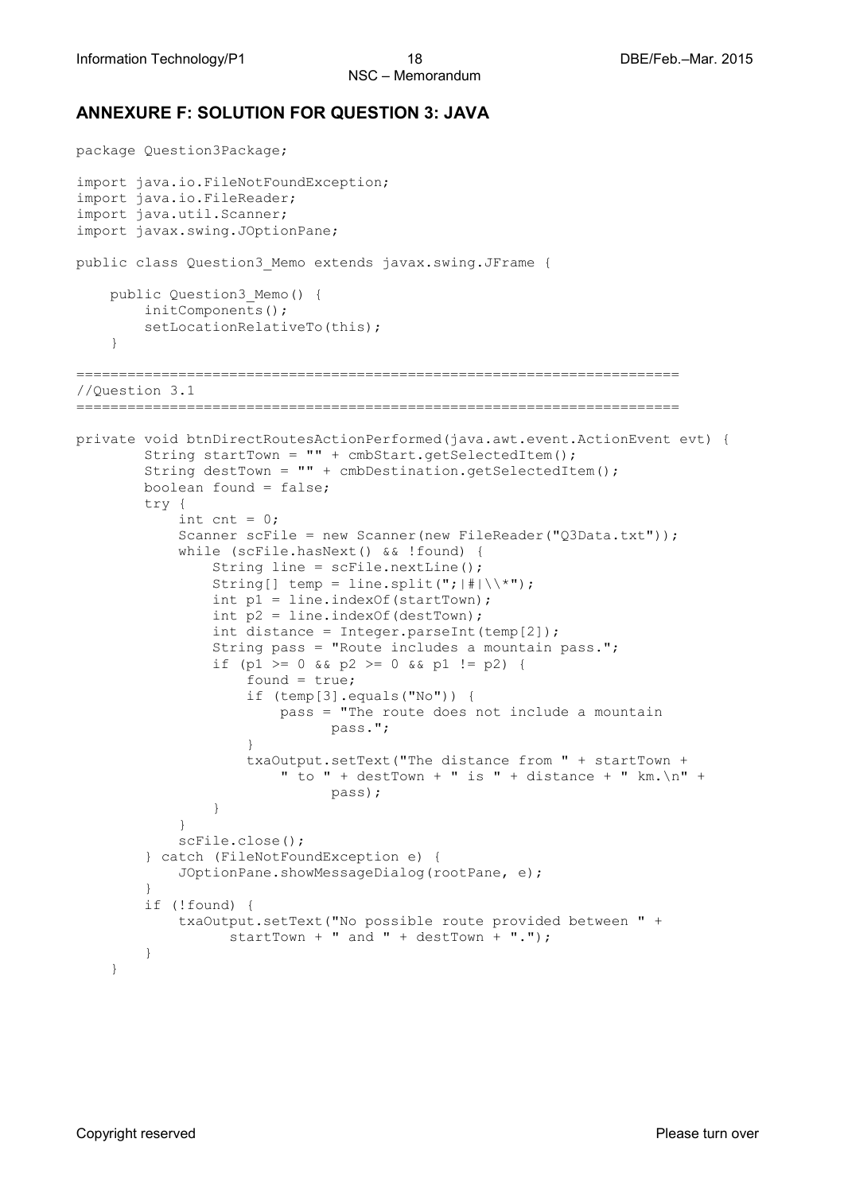## ANNEXURE F: SOLUTION FOR QUESTION 3: JAVA

```
package Question3Package;

import java.io.FileNotFoundException;
import java.io.FileReader;
import java.util.Scanner;
import javax.swing.JOptionPane;

public class Question3_Memo extends javax.swing.JFrame {

    public Question3_Memo() {
        initComponents();
        setLocationRelativeTo(this);
    }

=====================================================================
//Question 3.1
=====================================================================

private void btnDirectRoutesActionPerformed(java.awt.event.ActionEvent evt) {
        String startTown = "" + cmbStart.getSelectedItem();
        String destTown = "" + cmbDestination.getSelectedItem();
        boolean found = false;
        try {
            int cnt = 0;
            Scanner scFile = new Scanner(new FileReader("Q3Data.txt"));
            while (scFile.hasNext() && !found) {
                String line = scFile.nextLine();
                String[] temp = line.split(";|#|\\*");
                int p1 = line.indexOf(startTown);
                int p2 = line.indexOf(destTown);
                int distance = Integer.parseInt(temp[2]);
                String pass = "Route includes a mountain pass.";
                if (p1 >= 0 && p2 >= 0 && p1 != p2) {
                    found = true;
                    if (temp[3].equals("No")) {
                        pass = "The route does not include a mountain
                               pass.";
                    }
                    txaOutput.setText("The distance from " + startTown +
                        " to " + destTown + " is " + distance + " km.\n" +
                               pass);
                }
            }
            scFile.close();
        } catch (FileNotFoundException e) {
            JOptionPane.showMessageDialog(rootPane, e);
        }
        if (!found) {
            txaOutput.setText("No possible route provided between " +
                  startTown + " and " + destTown + ".");
        }
    }
```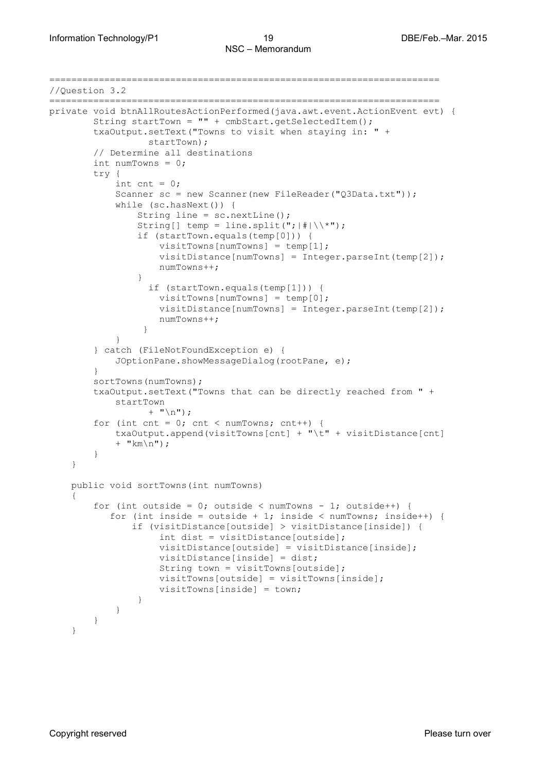```
======================================================================
//Question 3.2
======================================================================
private void btnAllRoutesActionPerformed(java.awt.event.ActionEvent evt) {
        String startTown = "" + cmbStart.getSelectedItem();
        txaOutput.setText("Towns to visit when staying in: " +
                  startTown);
        // Determine all destinations
        int numTowns = 0;
        try {
            int cnt = 0;
            Scanner sc = new Scanner(new FileReader("Q3Data.txt"));
            while (sc.hasNext()) {
                String line = sc.nextLine();
                String[] temp = line.split(";|#|\\*");
                if (startTown.equals(temp[0])) {
                    visitTowns[numTowns] = temp[1];
                    visitDistance[numTowns] = Integer.parseInt(temp[2]);
                    numTowns++;
                }
                  if (startTown.equals(temp[1])) {
                    visitTowns[numTowns] = temp[0];
                    visitDistance[numTowns] = Integer.parseInt(temp[2]);
                    numTowns++;
                 }
            }
        } catch (FileNotFoundException e) {
            JOptionPane.showMessageDialog(rootPane, e);
        }
        sortTowns(numTowns);
        txaOutput.setText("Towns that can be directly reached from " +
            startTown
                  + "\n");
        for (int cnt = 0; cnt < numTowns; cnt++) {
            txaOutput.append(visitTowns[cnt] + "\t" + visitDistance[cnt]
            + "km\n");
        }
    }

    public void sortTowns(int numTowns)
    {
        for (int outside = 0; outside < numTowns - 1; outside++) {
           for (int inside = outside + 1; inside < numTowns; inside++) {
               if (visitDistance[outside] > visitDistance[inside]) {
                    int dist = visitDistance[outside];
                    visitDistance[outside] = visitDistance[inside];
                    visitDistance[inside] = dist;
                    String town = visitTowns[outside];
                    visitTowns[outside] = visitTowns[inside];
                    visitTowns[inside] = town;
                }
            }
        }
    }
```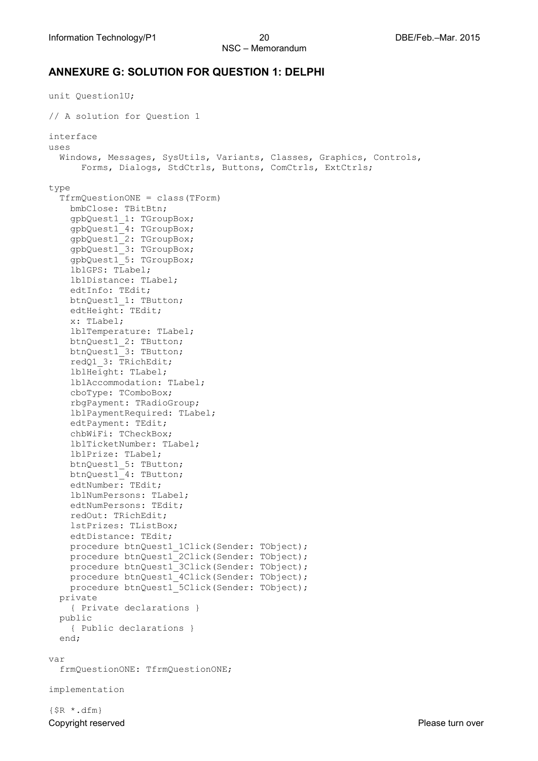## ANNEXURE G: SOLUTION FOR QUESTION 1: DELPHI

```
unit Question1U;

// A solution for Question 1

interface
uses
  Windows, Messages, SysUtils, Variants, Classes, Graphics, Controls,
      Forms, Dialogs, StdCtrls, Buttons, ComCtrls, ExtCtrls;

type
  TfrmQuestionONE = class(TForm)
    bmbClose: TBitBtn;
    gpbQuest1_1: TGroupBox;
    gpbQuest1_4: TGroupBox;
    gpbQuest1_2: TGroupBox;
    gpbQuest1_3: TGroupBox;
    gpbQuest1_5: TGroupBox;
    lblGPS: TLabel;
    lblDistance: TLabel;
    edtInfo: TEdit;
    btnQuest1_1: TButton;
    edtHeight: TEdit;
    x: TLabel;
    lblTemperature: TLabel;
    btnQuest1_2: TButton;
    btnQuest1_3: TButton;
    redQ1_3: TRichEdit;
    lblHeight: TLabel;
    lblAccommodation: TLabel;
    cboType: TComboBox;
    rbgPayment: TRadioGroup;
    lblPaymentRequired: TLabel;
    edtPayment: TEdit;
    chbWiFi: TCheckBox;
    lblTicketNumber: TLabel;
    lblPrize: TLabel;
    btnQuest1_5: TButton;
    btnQuest1_4: TButton;
    edtNumber: TEdit;
    lblNumPersons: TLabel;
    edtNumPersons: TEdit;
    redOut: TRichEdit;
    lstPrizes: TListBox;
    edtDistance: TEdit;
    procedure btnQuest1_1Click(Sender: TObject);
    procedure btnQuest1_2Click(Sender: TObject);
    procedure btnQuest1_3Click(Sender: TObject);
    procedure btnQuest1_4Click(Sender: TObject);
    procedure btnQuest1_5Click(Sender: TObject);
  private
    { Private declarations }
  public
    { Public declarations }
  end;

var
  frmQuestionONE: TfrmQuestionONE;

implementation

{$R *.dfm}
```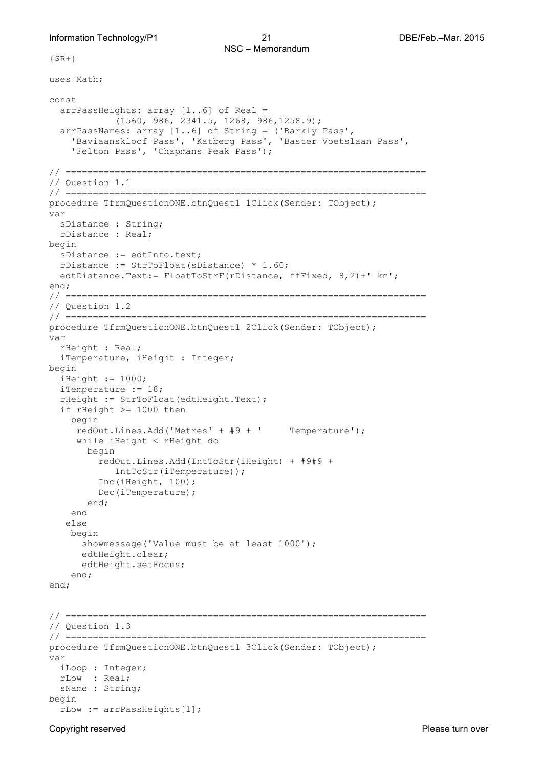```
{$R+}

uses Math;

const
  arrPassHeights: array [1..6] of Real =
            (1560, 986, 2341.5, 1268, 986,1258.9);
  arrPassNames: array [1..6] of String = ('Barkly Pass',
    'Baviaanskloof Pass', 'Katberg Pass', 'Baster Voetslaan Pass',
    'Felton Pass', 'Chapmans Peak Pass');

// ==================================================================
// Question 1.1
// ==================================================================
procedure TfrmQuestionONE.btnQuest1_1Click(Sender: TObject);
var
  sDistance : String;
  rDistance : Real;
begin
  sDistance := edtInfo.text;
  rDistance := StrToFloat(sDistance) * 1.60;
  edtDistance.Text:= FloatToStrF(rDistance, ffFixed, 8,2)+' km';
end;
// ==================================================================
// Question 1.2
// ==================================================================
procedure TfrmQuestionONE.btnQuest1_2Click(Sender: TObject);
var
  rHeight : Real;
  iTemperature, iHeight : Integer;
begin
  iHeight := 1000;
  iTemperature := 18;
  rHeight := StrToFloat(edtHeight.Text);
  if rHeight >= 1000 then
    begin
     redOut.Lines.Add('Metres' + #9 + '      Temperature');
     while iHeight < rHeight do
       begin
         redOut.Lines.Add(IntToStr(iHeight) + #9#9 +
            IntToStr(iTemperature));
         Inc(iHeight, 100);
         Dec(iTemperature);
       end;
    end
   else
    begin
      showmessage('Value must be at least 1000');
      edtHeight.clear;
      edtHeight.setFocus;
    end;
end;


// ==================================================================
// Question 1.3
// ==================================================================
procedure TfrmQuestionONE.btnQuest1_3Click(Sender: TObject);
var
  iLoop : Integer;
  rLow  : Real;
  sName : String;
begin
  rLow := arrPassHeights[1];
```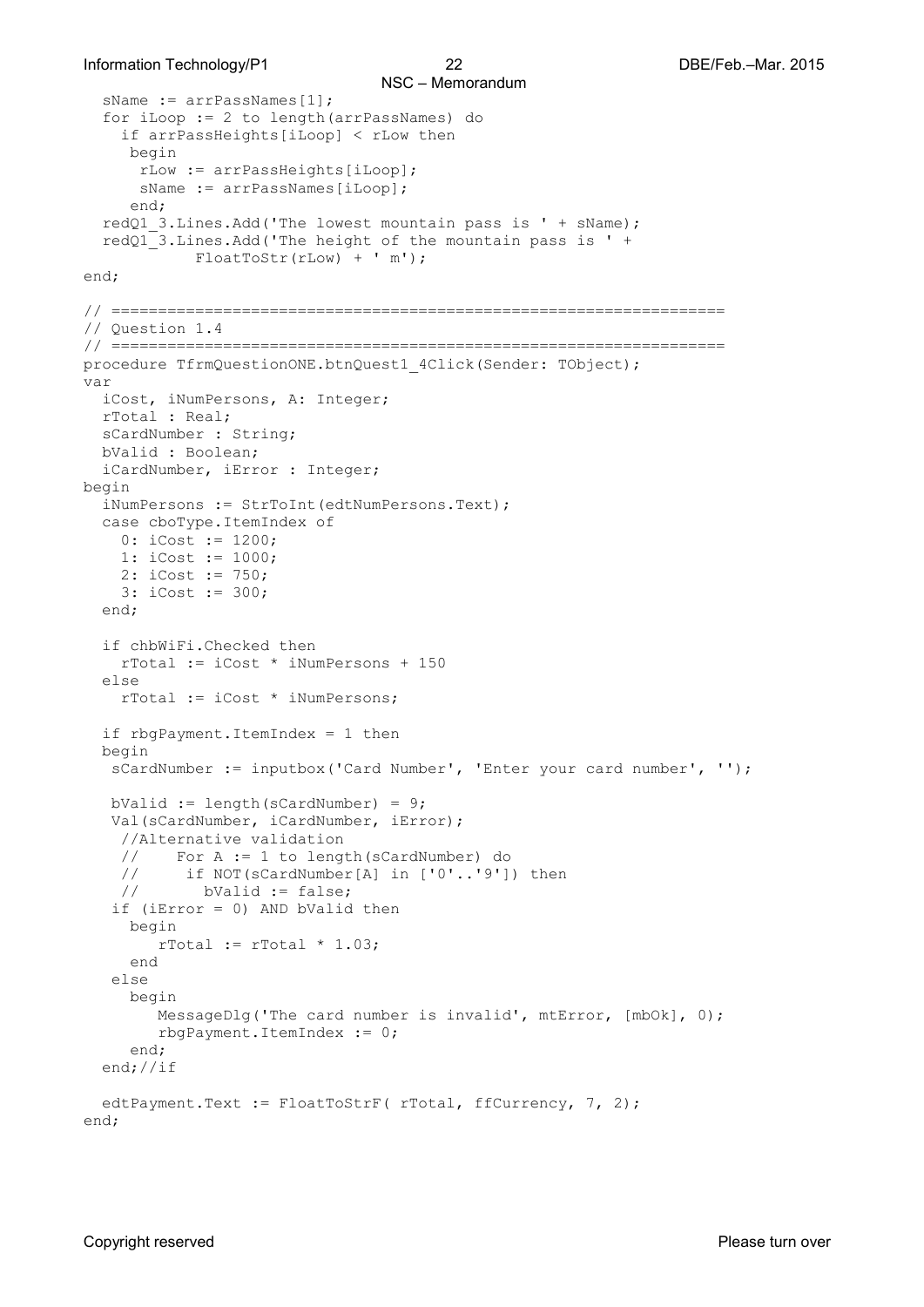```
  sName := arrPassNames[1];
  for iLoop := 2 to length(arrPassNames) do
    if arrPassHeights[iLoop] < rLow then
     begin
      rLow := arrPassHeights[iLoop];
      sName := arrPassNames[iLoop];
     end;
  redQ1_3.Lines.Add('The lowest mountain pass is ' + sName);
  redQ1_3.Lines.Add('The height of the mountain pass is ' +
            FloatToStr(rLow) + ' m');
end;

// =================================================================
// Question 1.4
// =================================================================
procedure TfrmQuestionONE.btnQuest1_4Click(Sender: TObject);
var
  iCost, iNumPersons, A: Integer;
  rTotal : Real;
  sCardNumber : String;
  bValid : Boolean;
  iCardNumber, iError : Integer;
begin
  iNumPersons := StrToInt(edtNumPersons.Text);
  case cboType.ItemIndex of
    0: iCost := 1200;
    1: iCost := 1000;
    2: iCost := 750;
    3: iCost := 300;
  end;

  if chbWiFi.Checked then
    rTotal := iCost * iNumPersons + 150
  else
    rTotal := iCost * iNumPersons;

  if rbgPayment.ItemIndex = 1 then
  begin
   sCardNumber := inputbox('Card Number', 'Enter your card number', '');

   bValid := length(sCardNumber) = 9;
   Val(sCardNumber, iCardNumber, iError);
    //Alternative validation
    //    For A := 1 to length(sCardNumber) do
    //     if NOT(sCardNumber[A] in ['0'..'9']) then
    //       bValid := false;
   if (iError = 0) AND bValid then
     begin
        rTotal := rTotal * 1.03;
     end
   else
     begin
        MessageDlg('The card number is invalid', mtError, [mbOk], 0);
        rbgPayment.ItemIndex := 0;
     end;
  end;//if

  edtPayment.Text := FloatToStrF( rTotal, ffCurrency, 7, 2);
end;
```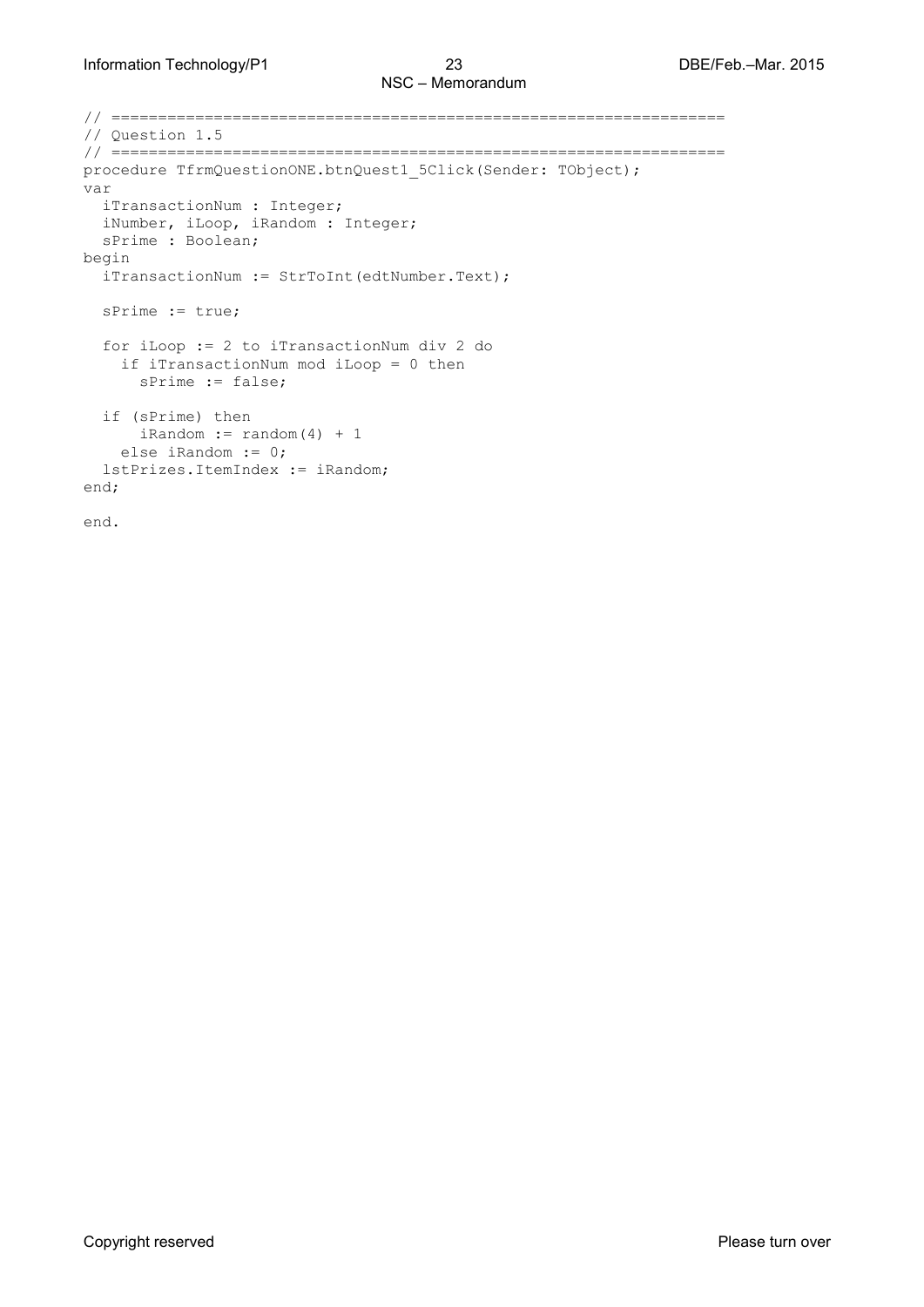```
// ================================================================
// Question 1.5
// ================================================================
procedure TfrmQuestionONE.btnQuest1_5Click(Sender: TObject);
var
  iTransactionNum : Integer;
  iNumber, iLoop, iRandom : Integer;
  sPrime : Boolean;
begin
  iTransactionNum := StrToInt(edtNumber.Text);

  sPrime := true;

  for iLoop := 2 to iTransactionNum div 2 do
    if iTransactionNum mod iLoop = 0 then
      sPrime := false;

  if (sPrime) then
      iRandom := random(4) + 1
    else iRandom := 0;
  lstPrizes.ItemIndex := iRandom;
end;

end.
```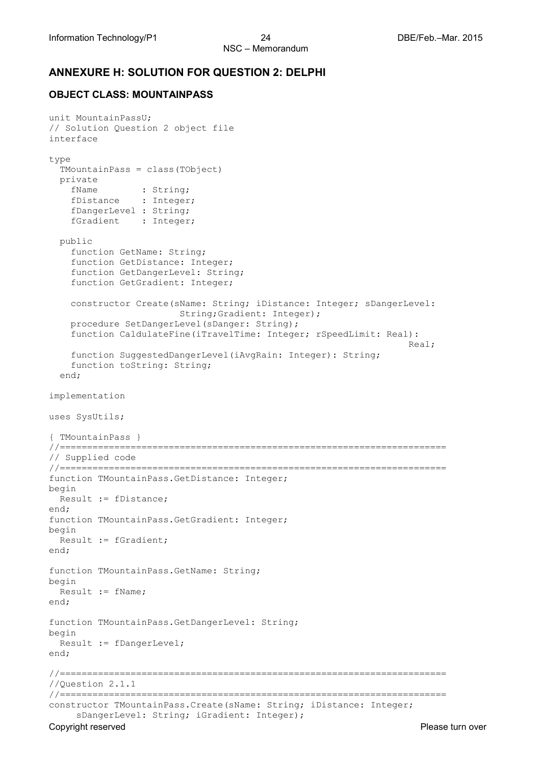## ANNEXURE H: SOLUTION FOR QUESTION 2: DELPHI

### OBJECT CLASS: MOUNTAINPASS

```
unit MountainPassU;
// Solution Question 2 object file
interface

type
  TMountainPass = class(TObject)
  private
    fName        : String;
    fDistance    : Integer;
    fDangerLevel : String;
    fGradient    : Integer;

  public
    function GetName: String;
    function GetDistance: Integer;
    function GetDangerLevel: String;
    function GetGradient: Integer;

    constructor Create(sName: String; iDistance: Integer; sDangerLevel:
                       String;Gradient: Integer);
    procedure SetDangerLevel(sDanger: String);
    function CaldulateFine(iTravelTime: Integer; rSpeedLimit: Real):
                                                                  Real;
    function SuggestedDangerLevel(iAvgRain: Integer): String;
    function toString: String;
  end;

implementation

uses SysUtils;

{ TMountainPass }
//=======================================================================
// Supplied code
//=======================================================================
function TMountainPass.GetDistance: Integer;
begin
  Result := fDistance;
end;
function TMountainPass.GetGradient: Integer;
begin
  Result := fGradient;
end;

function TMountainPass.GetName: String;
begin
  Result := fName;
end;

function TMountainPass.GetDangerLevel: String;
begin
  Result := fDangerLevel;
end;

//=======================================================================
//Question 2.1.1
//=======================================================================
constructor TMountainPass.Create(sName: String; iDistance: Integer;
     sDangerLevel: String; iGradient: Integer);
```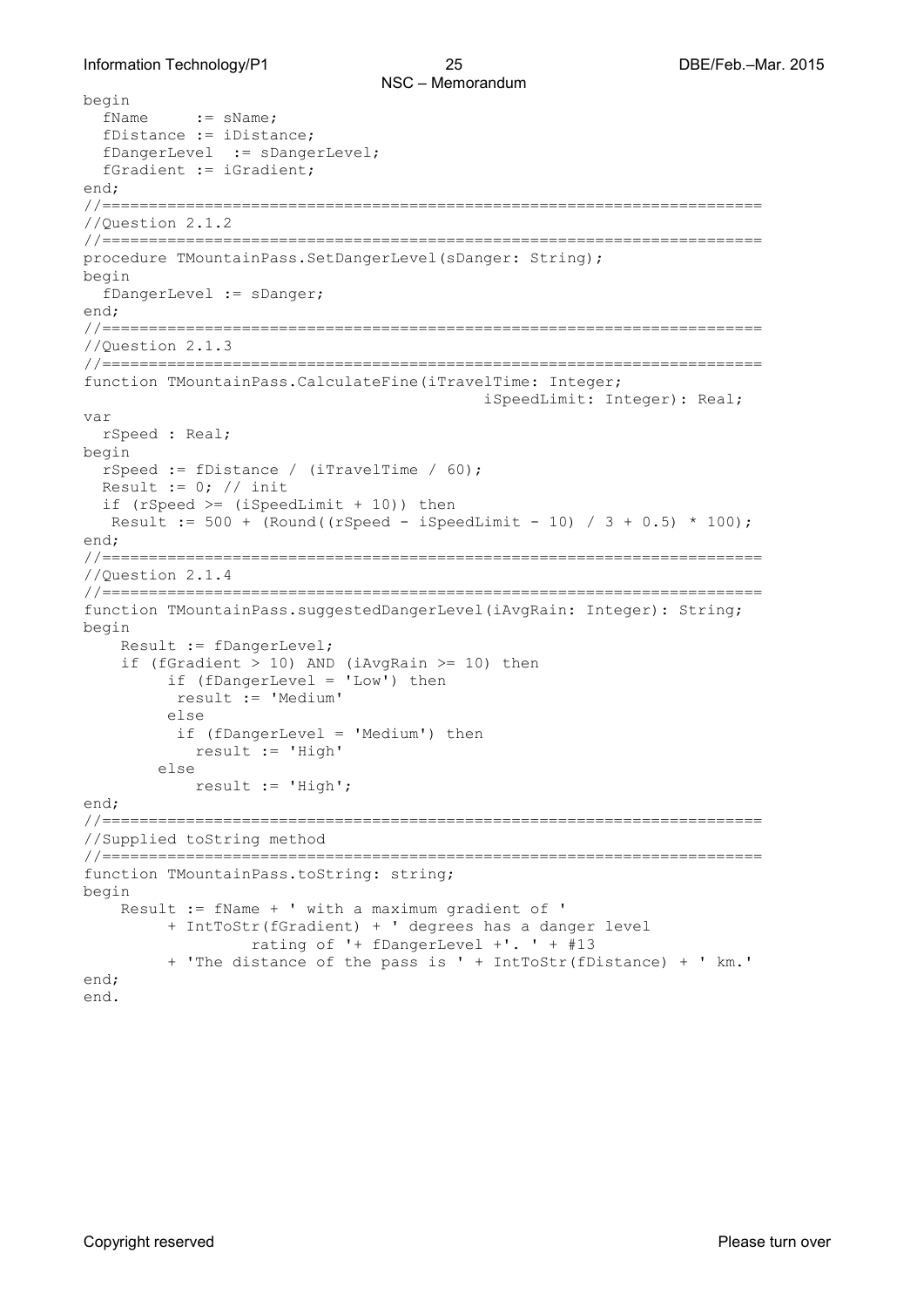```
begin
  fName     := sName;
  fDistance := iDistance;
  fDangerLevel  := sDangerLevel;
  fGradient := iGradient;
end;
//=====================================================================
//Question 2.1.2
//=====================================================================
procedure TMountainPass.SetDangerLevel(sDanger: String);
begin
  fDangerLevel := sDanger;
end;
//=====================================================================
//Question 2.1.3
//=====================================================================
function TMountainPass.CalculateFine(iTravelTime: Integer;
                                       iSpeedLimit: Integer): Real;
var
  rSpeed : Real;
begin
  rSpeed := fDistance / (iTravelTime / 60);
  Result := 0; // init
  if (rSpeed >= (iSpeedLimit + 10)) then
   Result := 500 + (Round((rSpeed - iSpeedLimit - 10) / 3 + 0.5) * 100);
end;
//=====================================================================
//Question 2.1.4
//=====================================================================
function TMountainPass.suggestedDangerLevel(iAvgRain: Integer): String;
begin
    Result := fDangerLevel;
    if (fGradient > 10) AND (iAvgRain >= 10) then
         if (fDangerLevel = 'Low') then
          result := 'Medium'
         else
          if (fDangerLevel = 'Medium') then
            result := 'High'
        else
            result := 'High';
end;
//=====================================================================
//Supplied toString method
//=====================================================================
function TMountainPass.toString: string;
begin
    Result := fName + ' with a maximum gradient of '
         + IntToStr(fGradient) + ' degrees has a danger level
                rating of '+ fDangerLevel +'. ' + #13
         + 'The distance of the pass is ' + IntToStr(fDistance) + ' km.'
end;
end.
```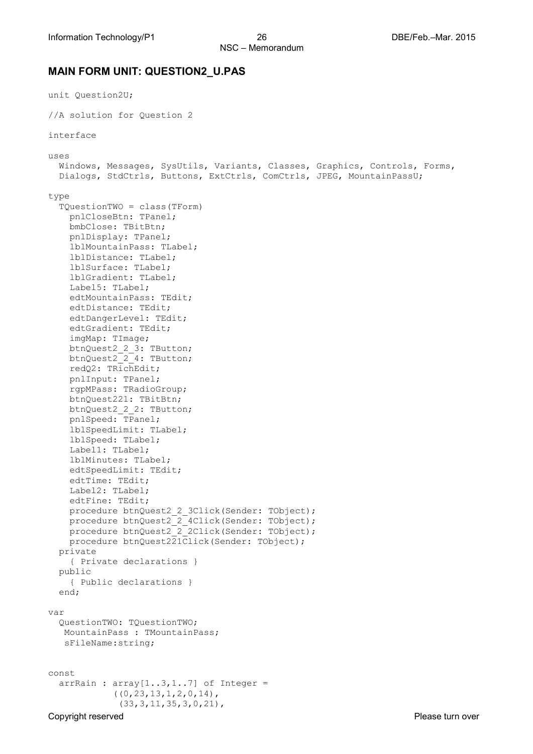## MAIN FORM UNIT: QUESTION2_U.PAS

```
unit Question2U;

//A solution for Question 2

interface

uses
  Windows, Messages, SysUtils, Variants, Classes, Graphics, Controls, Forms,
  Dialogs, StdCtrls, Buttons, ExtCtrls, ComCtrls, JPEG, MountainPassU;

type
  TQuestionTWO = class(TForm)
    pnlCloseBtn: TPanel;
    bmbClose: TBitBtn;
    pnlDisplay: TPanel;
    lblMountainPass: TLabel;
    lblDistance: TLabel;
    lblSurface: TLabel;
    lblGradient: TLabel;
    Label5: TLabel;
    edtMountainPass: TEdit;
    edtDistance: TEdit;
    edtDangerLevel: TEdit;
    edtGradient: TEdit;
    imgMap: TImage;
    btnQuest2_2_3: TButton;
    btnQuest2_2_4: TButton;
    redQ2: TRichEdit;
    pnlInput: TPanel;
    rgpMPass: TRadioGroup;
    btnQuest221: TBitBtn;
    btnQuest2_2_2: TButton;
    pnlSpeed: TPanel;
    lblSpeedLimit: TLabel;
    lblSpeed: TLabel;
    Label1: TLabel;
    lblMinutes: TLabel;
    edtSpeedLimit: TEdit;
    edtTime: TEdit;
    Label2: TLabel;
    edtFine: TEdit;
    procedure btnQuest2_2_3Click(Sender: TObject);
    procedure btnQuest2_2_4Click(Sender: TObject);
    procedure btnQuest2_2_2Click(Sender: TObject);
    procedure btnQuest221Click(Sender: TObject);
  private
    { Private declarations }
  public
    { Public declarations }
  end;

var
  QuestionTWO: TQuestionTWO;
   MountainPass : TMountainPass;
   sFileName:string;


const
  arrRain : array[1..3,1..7] of Integer =
            ((0,23,13,1,2,0,14),
             (33,3,11,35,3,0,21),
```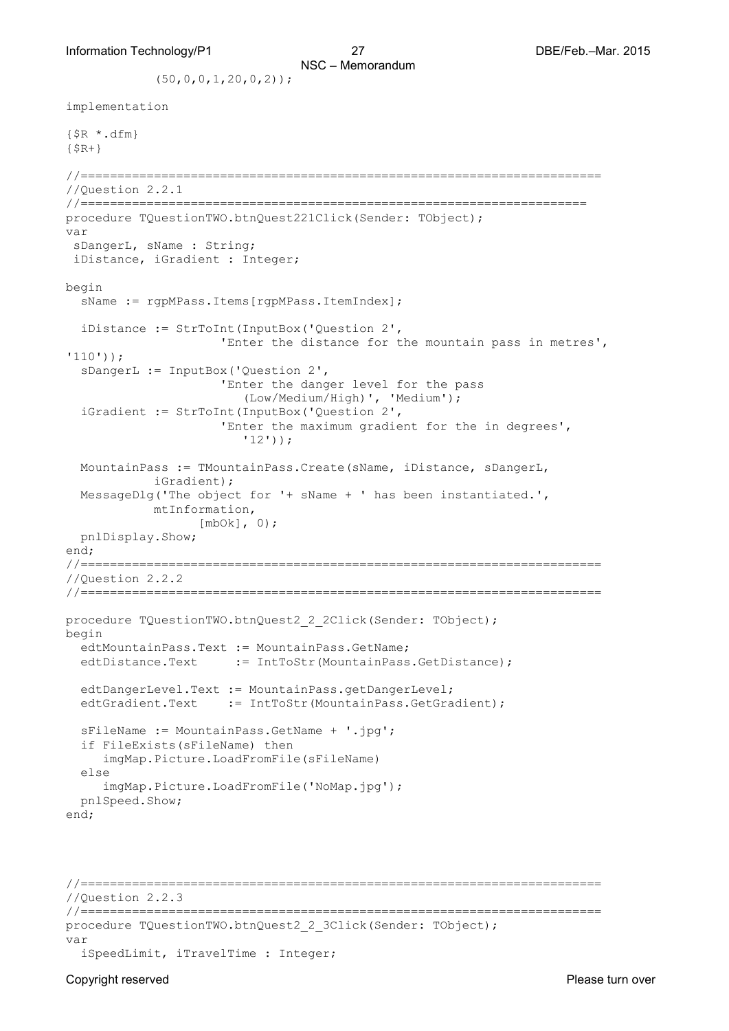```
            (50,0,0,1,20,0,2));

implementation

{$R *.dfm}
{$R+}

//======================================================================
//Question 2.2.1
//====================================================================
procedure TQuestionTWO.btnQuest221Click(Sender: TObject);
var
 sDangerL, sName : String;
 iDistance, iGradient : Integer;

begin
  sName := rgpMPass.Items[rgpMPass.ItemIndex];

  iDistance := StrToInt(InputBox('Question 2',
                   'Enter the distance for the mountain pass in metres',
'110'));
  sDangerL := InputBox('Question 2',
                   'Enter the danger level for the pass
                      (Low/Medium/High)', 'Medium');
  iGradient := StrToInt(InputBox('Question 2',
                   'Enter the maximum gradient for the in degrees',
                      '12'));

  MountainPass := TMountainPass.Create(sName, iDistance, sDangerL,
          iGradient);
  MessageDlg('The object for '+ sName + ' has been instantiated.',
          mtInformation,
                [mbOk], 0);
  pnlDisplay.Show;
end;
//======================================================================
//Question 2.2.2
//======================================================================

procedure TQuestionTWO.btnQuest2_2_2Click(Sender: TObject);
begin
  edtMountainPass.Text := MountainPass.GetName;
  edtDistance.Text     := IntToStr(MountainPass.GetDistance);

  edtDangerLevel.Text := MountainPass.getDangerLevel;
  edtGradient.Text    := IntToStr(MountainPass.GetGradient);

  sFileName := MountainPass.GetName + '.jpg';
  if FileExists(sFileName) then
     imgMap.Picture.LoadFromFile(sFileName)
  else
     imgMap.Picture.LoadFromFile('NoMap.jpg');
  pnlSpeed.Show;
end;



//======================================================================
//Question 2.2.3
//======================================================================
procedure TQuestionTWO.btnQuest2_2_3Click(Sender: TObject);
var
  iSpeedLimit, iTravelTime : Integer;
```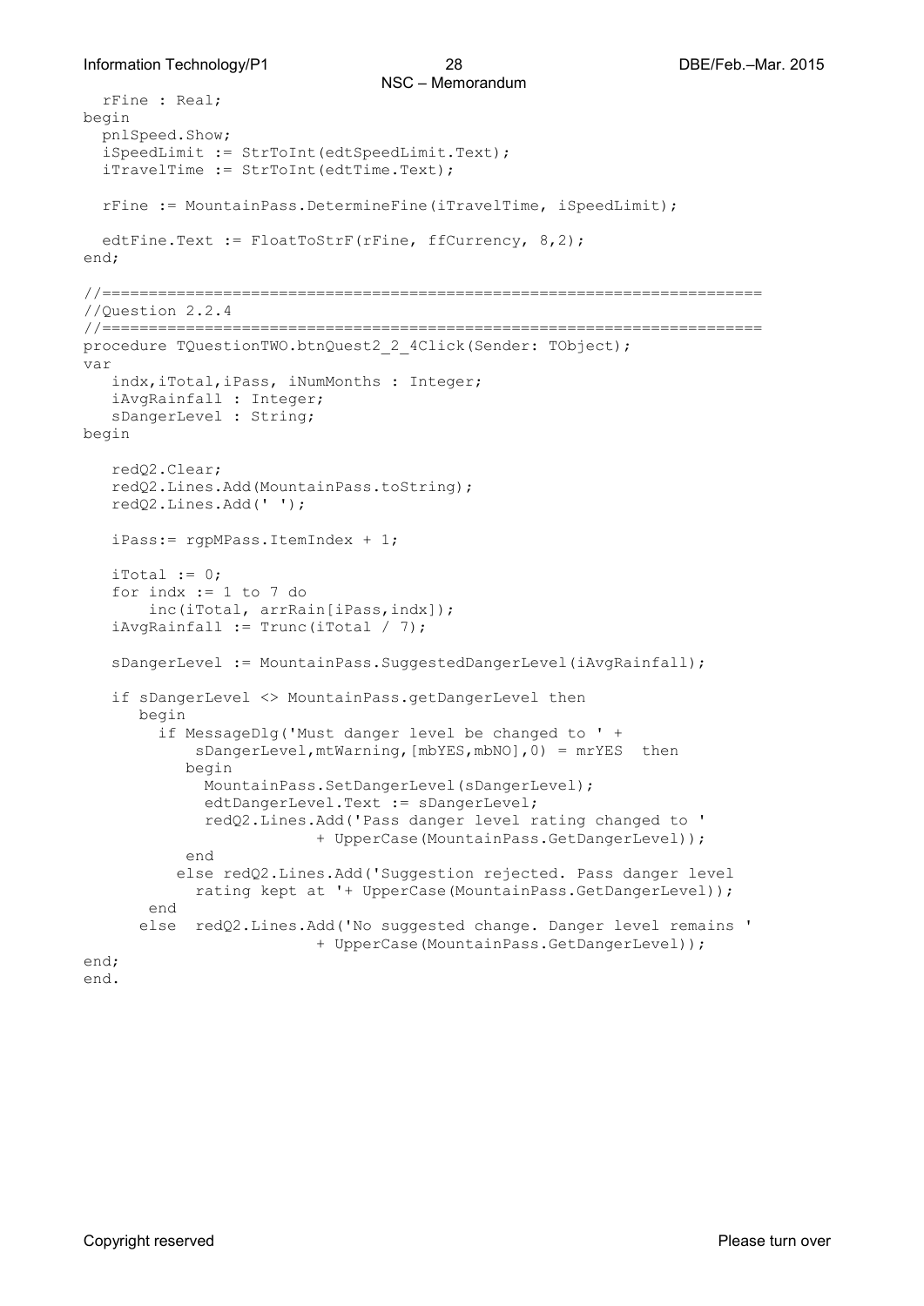```
  rFine : Real;
begin
  pnlSpeed.Show;
  iSpeedLimit := StrToInt(edtSpeedLimit.Text);
  iTravelTime := StrToInt(edtTime.Text);

  rFine := MountainPass.DetermineFine(iTravelTime, iSpeedLimit);

  edtFine.Text := FloatToStrF(rFine, ffCurrency, 8,2);
end;

//======================================================================
//Question 2.2.4
//======================================================================
procedure TQuestionTWO.btnQuest2_2_4Click(Sender: TObject);
var
   indx,iTotal,iPass, iNumMonths : Integer;
   iAvgRainfall : Integer;
   sDangerLevel : String;
begin

   redQ2.Clear;
   redQ2.Lines.Add(MountainPass.toString);
   redQ2.Lines.Add(' ');

   iPass:= rgpMPass.ItemIndex + 1;

   iTotal := 0;
   for indx := 1 to 7 do
       inc(iTotal, arrRain[iPass,indx]);
   iAvgRainfall := Trunc(iTotal / 7);

   sDangerLevel := MountainPass.SuggestedDangerLevel(iAvgRainfall);

   if sDangerLevel <> MountainPass.getDangerLevel then
      begin
        if MessageDlg('Must danger level be changed to ' +
            sDangerLevel,mtWarning,[mbYES,mbNO],0) = mrYES  then
          begin
            MountainPass.SetDangerLevel(sDangerLevel);
            edtDangerLevel.Text := sDangerLevel;
            redQ2.Lines.Add('Pass danger level rating changed to '
                        + UpperCase(MountainPass.GetDangerLevel));
          end
         else redQ2.Lines.Add('Suggestion rejected. Pass danger level
           rating kept at '+ UpperCase(MountainPass.GetDangerLevel));
       end
      else  redQ2.Lines.Add('No suggested change. Danger level remains '
                        + UpperCase(MountainPass.GetDangerLevel));
end;
end.
```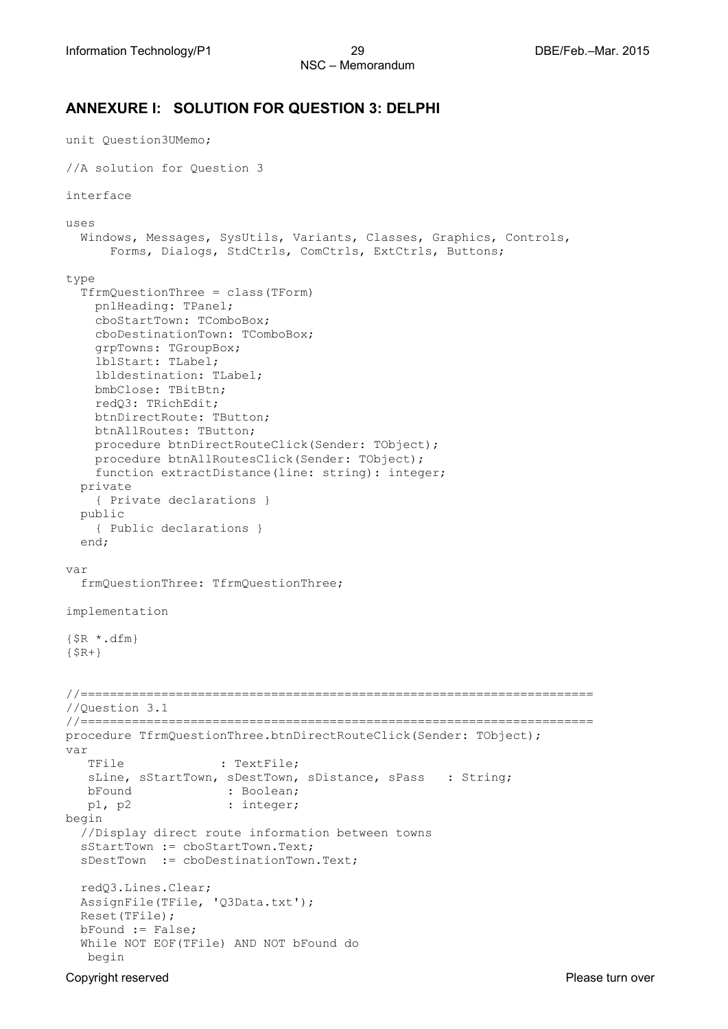## ANNEXURE I: SOLUTION FOR QUESTION 3: DELPHI

```
unit Question3UMemo;

//A solution for Question 3

interface

uses
  Windows, Messages, SysUtils, Variants, Classes, Graphics, Controls,
      Forms, Dialogs, StdCtrls, ComCtrls, ExtCtrls, Buttons;

type
  TfrmQuestionThree = class(TForm)
    pnlHeading: TPanel;
    cboStartTown: TComboBox;
    cboDestinationTown: TComboBox;
    grpTowns: TGroupBox;
    lblStart: TLabel;
    lbldestination: TLabel;
    bmbClose: TBitBtn;
    redQ3: TRichEdit;
    btnDirectRoute: TButton;
    btnAllRoutes: TButton;
    procedure btnDirectRouteClick(Sender: TObject);
    procedure btnAllRoutesClick(Sender: TObject);
    function extractDistance(line: string): integer;
  private
    { Private declarations }
  public
    { Public declarations }
  end;

var
  frmQuestionThree: TfrmQuestionThree;

implementation

{$R *.dfm}
{$R+}


//======================================================================
//Question 3.1
//======================================================================
procedure TfrmQuestionThree.btnDirectRouteClick(Sender: TObject);
var
   TFile             : TextFile;
   sLine, sStartTown, sDestTown, sDistance, sPass   : String;
   bFound             : Boolean;
   p1, p2             : integer;
begin
  //Display direct route information between towns
  sStartTown := cboStartTown.Text;
  sDestTown  := cboDestinationTown.Text;

  redQ3.Lines.Clear;
  AssignFile(TFile, 'Q3Data.txt');
  Reset(TFile);
  bFound := False;
  While NOT EOF(TFile) AND NOT bFound do
   begin
```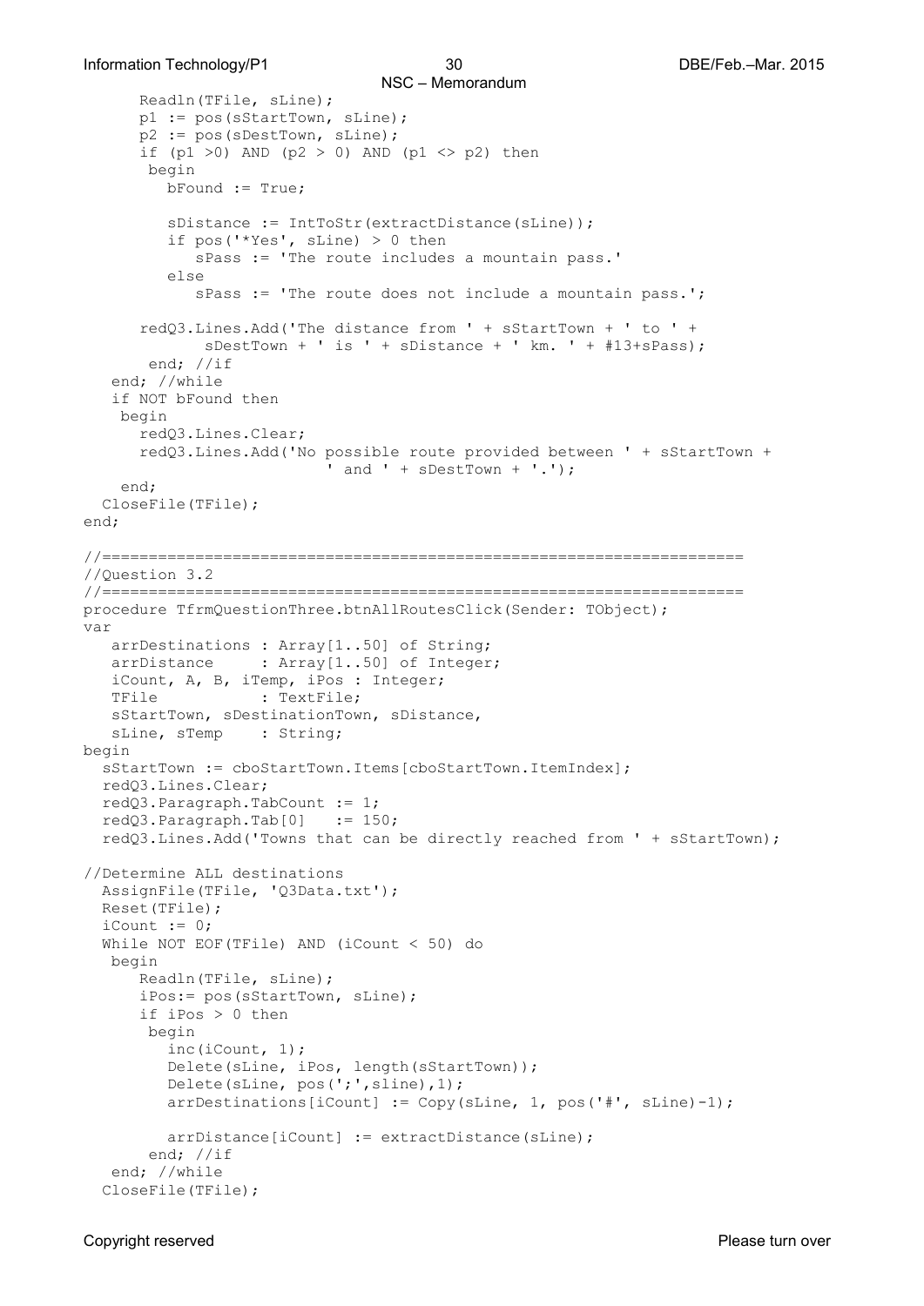```
      Readln(TFile, sLine);
      p1 := pos(sStartTown, sLine);
      p2 := pos(sDestTown, sLine);
      if (p1 >0) AND (p2 > 0) AND (p1 <> p2) then
       begin
         bFound := True;

         sDistance := IntToStr(extractDistance(sLine));
         if pos('*Yes', sLine) > 0 then
            sPass := 'The route includes a mountain pass.'
         else
            sPass := 'The route does not include a mountain pass.';

      redQ3.Lines.Add('The distance from ' + sStartTown + ' to ' +
             sDestTown + ' is ' + sDistance + ' km. ' + #13+sPass);
       end; //if
   end; //while
   if NOT bFound then
    begin
      redQ3.Lines.Clear;
      redQ3.Lines.Add('No possible route provided between ' + sStartTown +
                         ' and ' + sDestTown + '.');
    end;
  CloseFile(TFile);
end;

//======================================================================
//Question 3.2
//======================================================================
procedure TfrmQuestionThree.btnAllRoutesClick(Sender: TObject);
var
   arrDestinations : Array[1..50] of String;
   arrDistance     : Array[1..50] of Integer;
   iCount, A, B, iTemp, iPos : Integer;
   TFile           : TextFile;
   sStartTown, sDestinationTown, sDistance,
   sLine, sTemp    : String;
begin
  sStartTown := cboStartTown.Items[cboStartTown.ItemIndex];
  redQ3.Lines.Clear;
  redQ3.Paragraph.TabCount := 1;
  redQ3.Paragraph.Tab[0]   := 150;
  redQ3.Lines.Add('Towns that can be directly reached from ' + sStartTown);

//Determine ALL destinations
  AssignFile(TFile, 'Q3Data.txt');
  Reset(TFile);
  iCount := 0;
  While NOT EOF(TFile) AND (iCount < 50) do
   begin
      Readln(TFile, sLine);
      iPos:= pos(sStartTown, sLine);
      if iPos > 0 then
       begin
         inc(iCount, 1);
         Delete(sLine, iPos, length(sStartTown));
         Delete(sLine, pos(';',sline),1);
         arrDestinations[iCount] := Copy(sLine, 1, pos('#', sLine)-1);

         arrDistance[iCount] := extractDistance(sLine);
       end; //if
   end; //while
  CloseFile(TFile);
```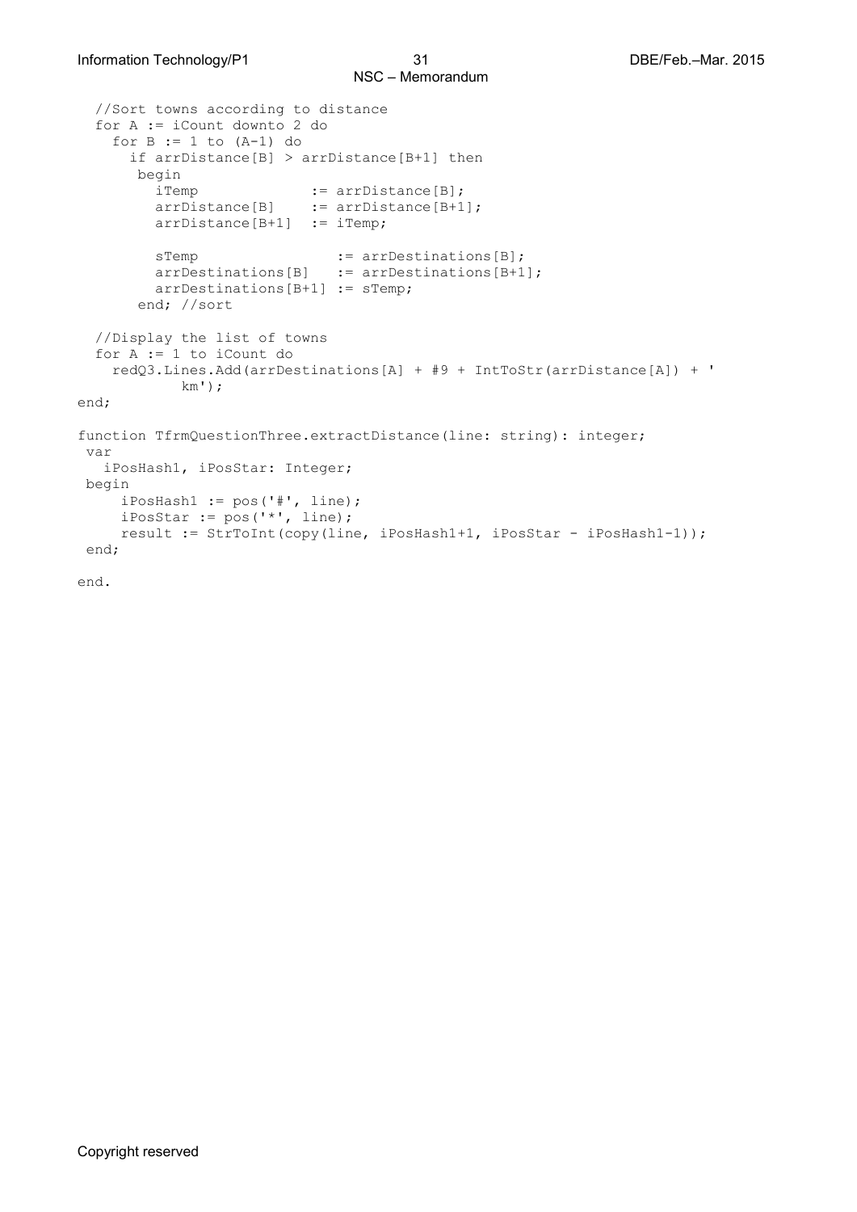```
  //Sort towns according to distance
  for A := iCount downto 2 do
    for B := 1 to (A-1) do
      if arrDistance[B] > arrDistance[B+1] then
       begin
         iTemp             := arrDistance[B];
         arrDistance[B]    := arrDistance[B+1];
         arrDistance[B+1]  := iTemp;

         sTemp                 := arrDestinations[B];
         arrDestinations[B]    := arrDestinations[B+1];
         arrDestinations[B+1] := sTemp;
       end; //sort

  //Display the list of towns
  for A := 1 to iCount do
    redQ3.Lines.Add(arrDestinations[A] + #9 + IntToStr(arrDistance[A]) + '
          km');
end;

function TfrmQuestionThree.extractDistance(line: string): integer;
 var
   iPosHash1, iPosStar: Integer;
 begin
     iPosHash1 := pos('#', line);
     iPosStar := pos('*', line);
     result := StrToInt(copy(line, iPosHash1+1, iPosStar - iPosHash1-1));
 end;

end.
```